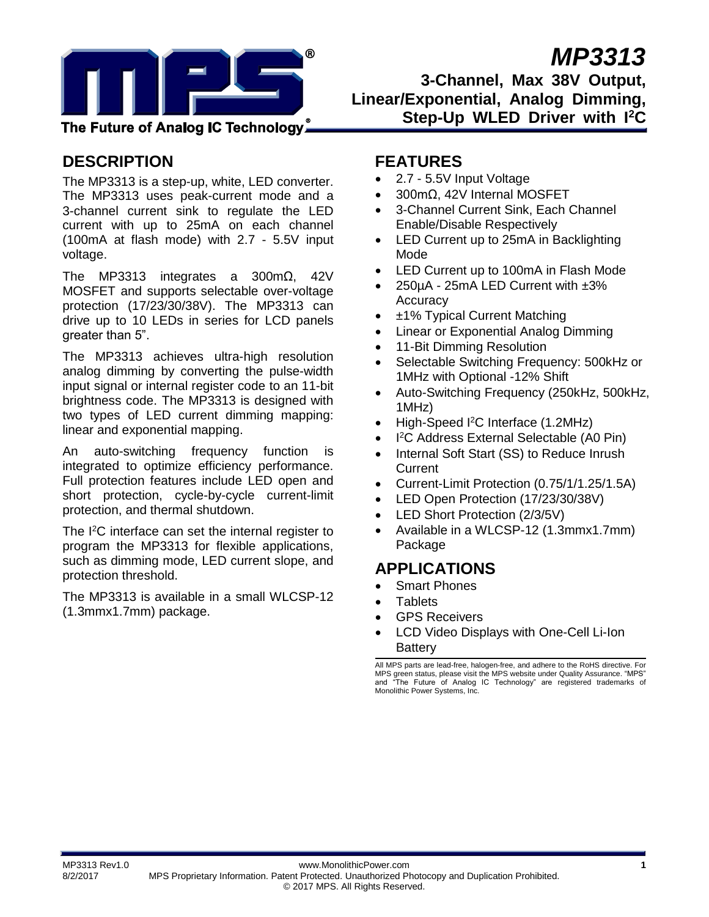# MP3313

**3-Channel, Max 38V Output, Linear/Exponential, Analog Dimming, Step-Up WLED Driver with I²C**

## DESCRIPTION

The MP3313 is a step-up, white, LED converter. The MP3313 uses peak-current mode and a 3-channel current sink to regulate the LED current with up to 25mA on each channel (100mA at flash mode) with 2.7 - 5.5V input voltage.

The MP3313 integrates a 300mΩ, 42V MOSFET and supports selectable over-voltage protection (17/23/30/38V). The MP3313 can drive up to 10 LEDs in series for LCD panels greater than 5".

The MP3313 achieves ultra-high resolution analog dimming by converting the pulse-width input signal or internal register code to an 11-bit brightness code. The MP3313 is designed with two types of LED current dimming mapping: linear and exponential mapping.

An auto-switching frequency function is integrated to optimize efficiency performance. Full protection features include LED open and short protection, cycle-by-cycle current-limit protection, and thermal shutdown.

The I²C interface can set the internal register to program the MP3313 for flexible applications, such as dimming mode, LED current slope, and protection threshold.

The MP3313 is available in a small WLCSP-12 (1.3mmx1.7mm) package.

## FEATURES

- 2.7 - 5.5V Input Voltage
- 300mΩ, 42V Internal MOSFET
- 3-Channel Current Sink, Each Channel Enable/Disable Respectively
- LED Current up to 25mA in Backlighting Mode
- LED Current up to 100mA in Flash Mode
- 250μA - 25mA LED Current with ±3% Accuracy
- ±1% Typical Current Matching
- Linear or Exponential Analog Dimming
- 11-Bit Dimming Resolution
- Selectable Switching Frequency: 500kHz or 1MHz with Optional -12% Shift
- Auto-Switching Frequency (250kHz, 500kHz, 1MHz)
- High-Speed I²C Interface (1.2MHz)
- I²C Address External Selectable (A0 Pin)
- Internal Soft Start (SS) to Reduce Inrush Current
- Current-Limit Protection (0.75/1/1.25/1.5A)
- LED Open Protection (17/23/30/38V)
- LED Short Protection (2/3/5V)
- Available in a WLCSP-12 (1.3mmx1.7mm) Package

## APPLICATIONS

- Smart Phones
- Tablets
- GPS Receivers
- LCD Video Displays with One-Cell Li-Ion Battery

All MPS parts are lead-free, halogen-free, and adhere to the RoHS directive. For MPS green status, please visit the MPS website under Quality Assurance. "MPS" and "The Future of Analog IC Technology" are registered trademarks of Monolithic Power Systems, Inc.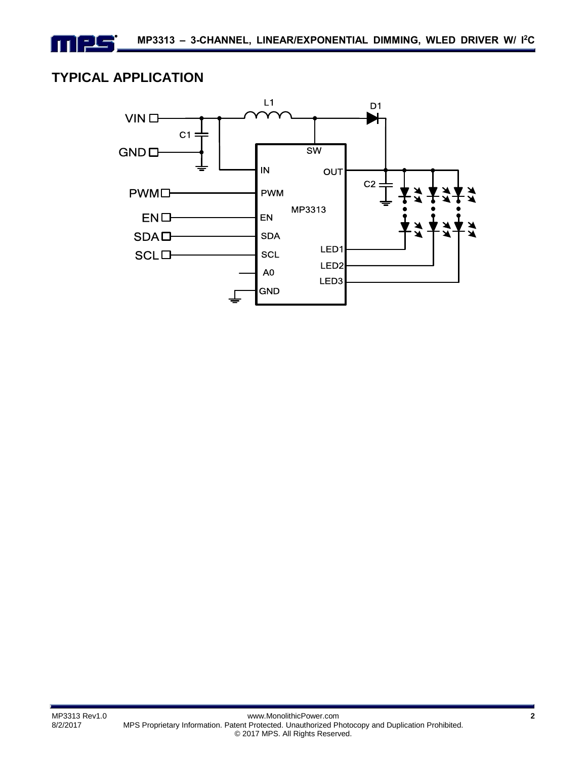## TYPICAL APPLICATION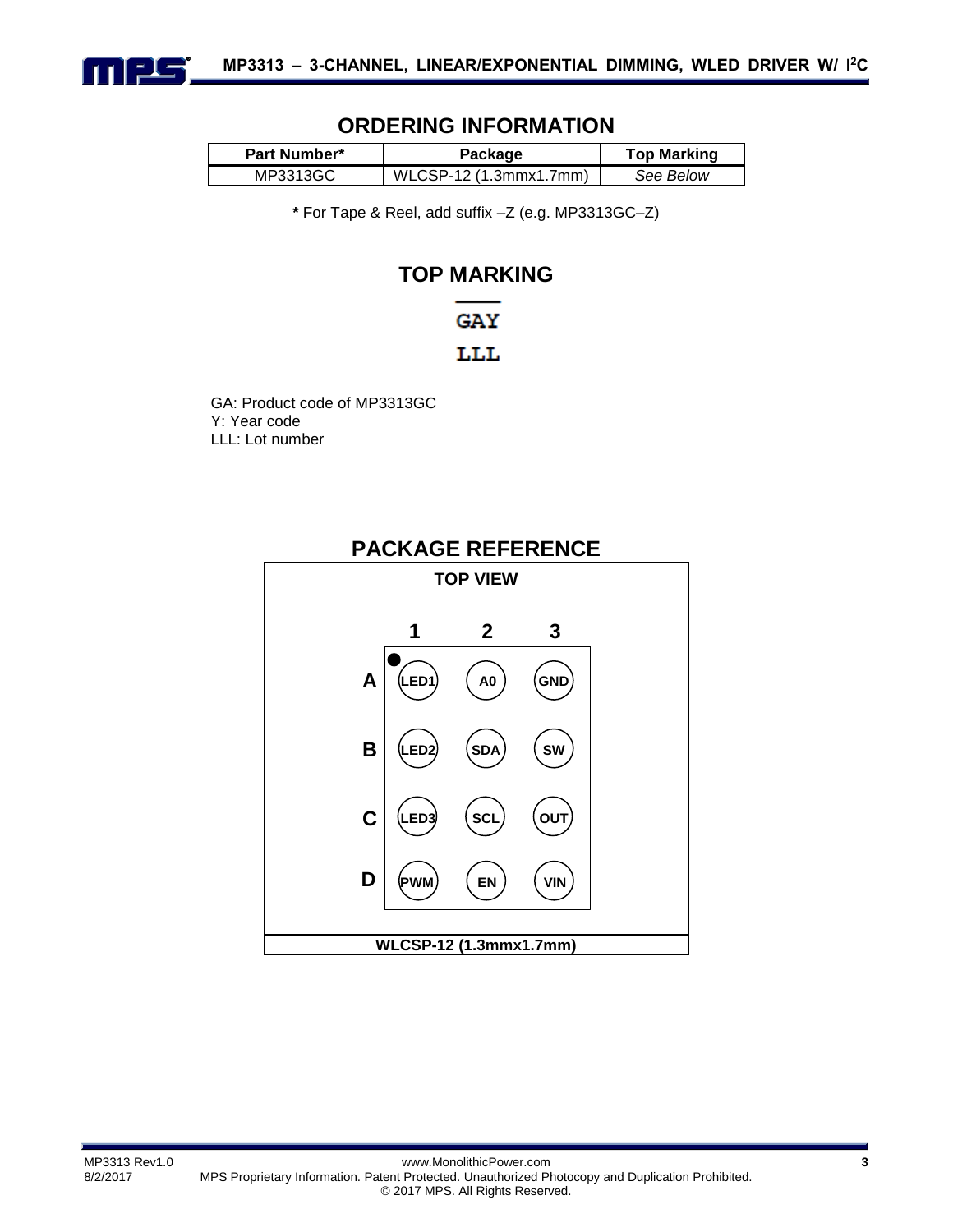## ORDERING INFORMATION

| Part Number* | Package | Top Marking |
|---|---|---|
| MP3313GC | WLCSP-12 (1.3mmx1.7mm) | *See Below* |

**\*** For Tape & Reel, add suffix –Z (e.g. MP3313GC–Z)

## TOP MARKING

GAY (with overbar)

LLL

GA: Product code of MP3313GC
Y: Year code
LLL: Lot number

## PACKAGE REFERENCE

**TOP VIEW**

| | 1 | 2 | 3 |
|---|---|---|---|
| **A** | LED1 | A0 | GND |
| **B** | LED2 | SDA | SW |
| **C** | LED3 | SCL | OUT |
| **D** | PWM | EN | VIN |

**WLCSP-12 (1.3mmx1.7mm)**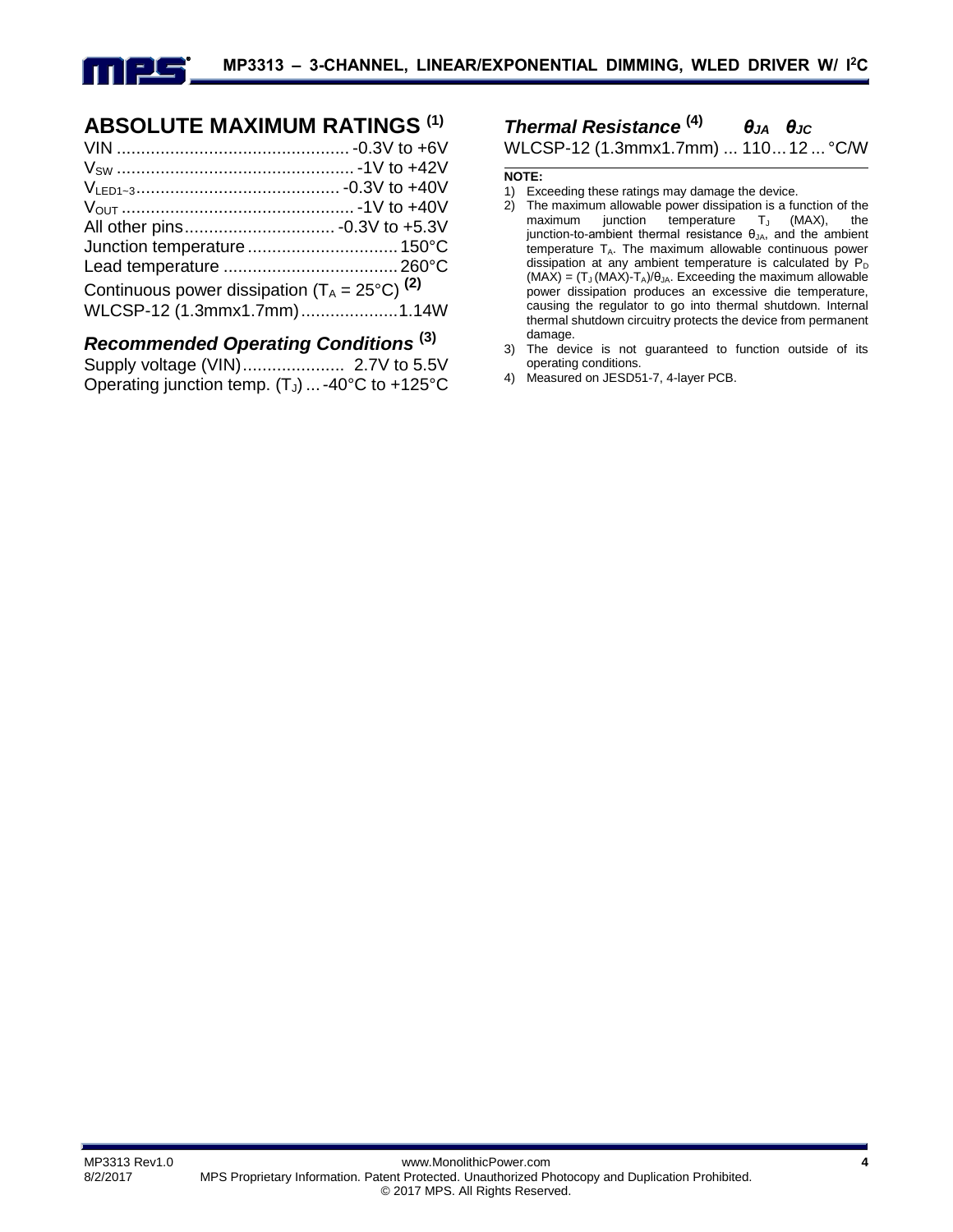## ABSOLUTE MAXIMUM RATINGS (1)

VIN ................................................ -0.3V to +6V
$V_{SW}$ ................................................. -1V to +42V
$V_{LED1\sim3}$ .......................................... -0.3V to +40V
$V_{OUT}$ ................................................ -1V to +40V
All other pins ............................... -0.3V to +5.3V
Junction temperature ............................... 150°C
Lead temperature .................................... 260°C
Continuous power dissipation ($T_A$ = 25°C) (2)
WLCSP-12 (1.3mmx1.7mm) .................... 1.14W

### *Recommended Operating Conditions* (3)

Supply voltage (VIN) ..................... 2.7V to 5.5V
Operating junction temp. ($T_J$) ... -40°C to +125°C

### *Thermal Resistance* (4)

| | $\theta_{JA}$ | $\theta_{JC}$ | |
|---|---|---|---|
| WLCSP-12 (1.3mmx1.7mm) | 110 | 12 | °C/W |

**NOTE:**

1) Exceeding these ratings may damage the device.
2) The maximum allowable power dissipation is a function of the maximum junction temperature $T_J$ (MAX), the junction-to-ambient thermal resistance $\theta_{JA}$, and the ambient temperature $T_A$. The maximum allowable continuous power dissipation at any ambient temperature is calculated by $P_D$ (MAX) = ($T_J$ (MAX)-$T_A$)/$\theta_{JA}$. Exceeding the maximum allowable power dissipation produces an excessive die temperature, causing the regulator to go into thermal shutdown. Internal thermal shutdown circuitry protects the device from permanent damage.
3) The device is not guaranteed to function outside of its operating conditions.
4) Measured on JESD51-7, 4-layer PCB.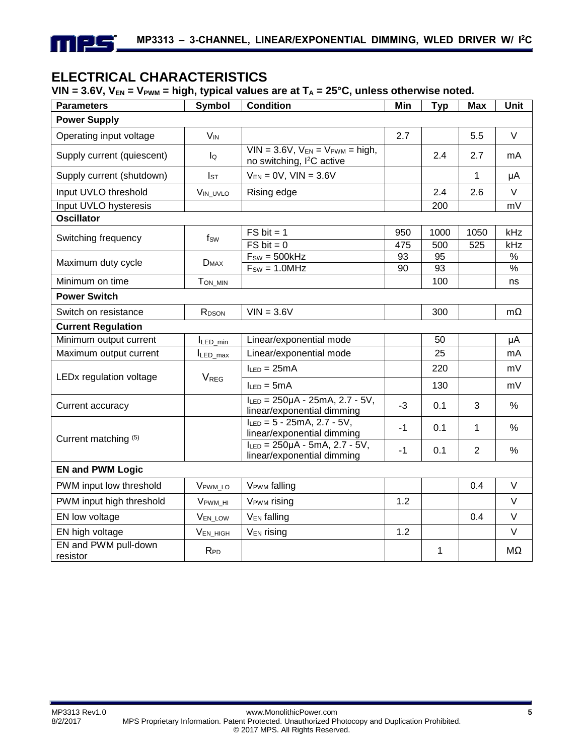## ELECTRICAL CHARACTERISTICS

**VIN = 3.6V, $V_{EN}$ = $V_{PWM}$ = high, typical values are at $T_A$ = 25°C, unless otherwise noted.**

| Parameters | Symbol | Condition | Min | Typ | Max | Unit |
|---|---|---|---|---|---|---|
| **Power Supply** | | | | | | |
| Operating input voltage | $V_{IN}$ | | 2.7 | | 5.5 | V |
| Supply current (quiescent) | $I_Q$ | VIN = 3.6V, $V_{EN}$ = $V_{PWM}$ = high, no switching, I²C active | | 2.4 | 2.7 | mA |
| Supply current (shutdown) | $I_{ST}$ | $V_{EN}$ = 0V, VIN = 3.6V | | | 1 | µA |
| Input UVLO threshold | $V_{IN\_UVLO}$ | Rising edge | | 2.4 | 2.6 | V |
| Input UVLO hysteresis | | | | 200 | | mV |
| **Oscillator** | | | | | | |
| Switching frequency | $f_{SW}$ | FS bit = 1 | 950 | 1000 | 1050 | kHz |
| | | FS bit = 0 | 475 | 500 | 525 | kHz |
| Maximum duty cycle | $D_{MAX}$ | $F_{SW}$ = 500kHz | 93 | 95 | | % |
| | | $F_{SW}$ = 1.0MHz | 90 | 93 | | % |
| Minimum on time | $T_{ON\_MIN}$ | | | 100 | | ns |
| **Power Switch** | | | | | | |
| Switch on resistance | $R_{DSON}$ | VIN = 3.6V | | 300 | | mΩ |
| **Current Regulation** | | | | | | |
| Minimum output current | $I_{LED\_min}$ | Linear/exponential mode | | 50 | | µA |
| Maximum output current | $I_{LED\_max}$ | Linear/exponential mode | | 25 | | mA |
| LEDx regulation voltage | $V_{REG}$ | $I_{LED}$ = 25mA | | 220 | | mV |
| | | $I_{LED}$ = 5mA | | 130 | | mV |
| Current accuracy | | $I_{LED}$ = 250µA - 25mA, 2.7 - 5V, linear/exponential dimming | -3 | 0.1 | 3 | % |
| Current matching (5) | | $I_{LED}$ = 5 - 25mA, 2.7 - 5V, linear/exponential dimming | -1 | 0.1 | 1 | % |
| | | $I_{LED}$ = 250µA - 5mA, 2.7 - 5V, linear/exponential dimming | -1 | 0.1 | 2 | % |
| **EN and PWM Logic** | | | | | | |
| PWM input low threshold | $V_{PWM\_LO}$ | $V_{PWM}$ falling | | | 0.4 | V |
| PWM input high threshold | $V_{PWM\_HI}$ | $V_{PWM}$ rising | 1.2 | | | V |
| EN low voltage | $V_{EN\_LOW}$ | $V_{EN}$ falling | | | 0.4 | V |
| EN high voltage | $V_{EN\_HIGH}$ | $V_{EN}$ rising | 1.2 | | | V |
| EN and PWM pull-down resistor | $R_{PD}$ | | | 1 | | MΩ |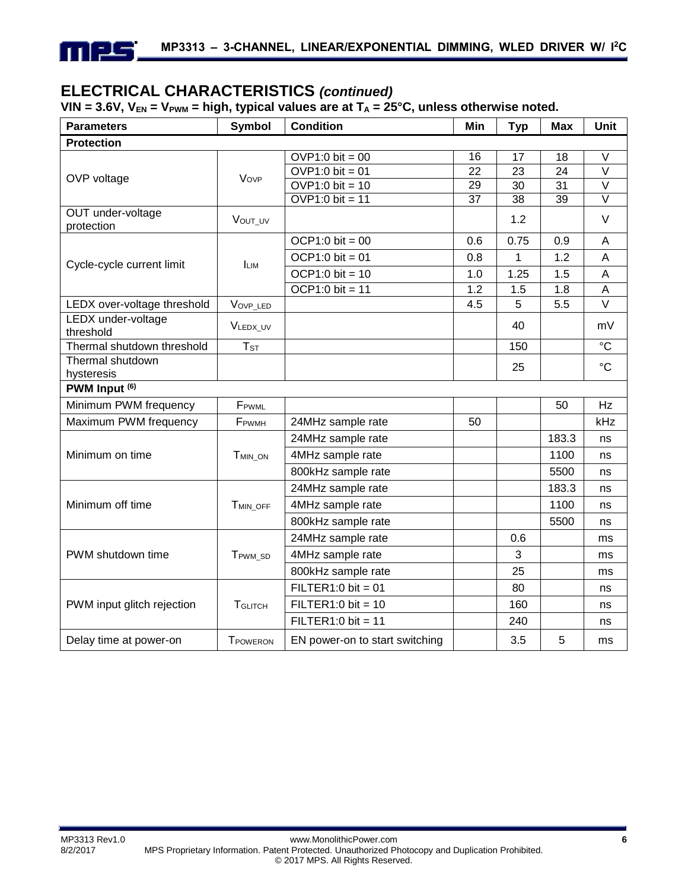## ELECTRICAL CHARACTERISTICS *(continued)*

**VIN = 3.6V, $V_{EN}$ = $V_{PWM}$ = high, typical values are at $T_A$ = 25°C, unless otherwise noted.**

| Parameters | Symbol | Condition | Min | Typ | Max | Unit |
|---|---|---|---|---|---|---|
| **Protection** | | | | | | |
| OVP voltage | $V_{OVP}$ | OVP1:0 bit = 00 | 16 | 17 | 18 | V |
| | | OVP1:0 bit = 01 | 22 | 23 | 24 | V |
| | | OVP1:0 bit = 10 | 29 | 30 | 31 | V |
| | | OVP1:0 bit = 11 | 37 | 38 | 39 | V |
| OUT under-voltage protection | $V_{OUT\_UV}$ | | | 1.2 | | V |
| Cycle-cycle current limit | $I_{LIM}$ | OCP1:0 bit = 00 | 0.6 | 0.75 | 0.9 | A |
| | | OCP1:0 bit = 01 | 0.8 | 1 | 1.2 | A |
| | | OCP1:0 bit = 10 | 1.0 | 1.25 | 1.5 | A |
| | | OCP1:0 bit = 11 | 1.2 | 1.5 | 1.8 | A |
| LEDX over-voltage threshold | $V_{OVP\_LED}$ | | 4.5 | 5 | 5.5 | V |
| LEDX under-voltage threshold | $V_{LEDX\_UV}$ | | | 40 | | mV |
| Thermal shutdown threshold | $T_{ST}$ | | | 150 | | °C |
| Thermal shutdown hysteresis | | | | 25 | | °C |
| **PWM Input (6)** | | | | | | |
| Minimum PWM frequency | $F_{PWML}$ | | | | 50 | Hz |
| Maximum PWM frequency | $F_{PWMH}$ | 24MHz sample rate | 50 | | | kHz |
| Minimum on time | $T_{MIN\_ON}$ | 24MHz sample rate | | | 183.3 | ns |
| | | 4MHz sample rate | | | 1100 | ns |
| | | 800kHz sample rate | | | 5500 | ns |
| Minimum off time | $T_{MIN\_OFF}$ | 24MHz sample rate | | | 183.3 | ns |
| | | 4MHz sample rate | | | 1100 | ns |
| | | 800kHz sample rate | | | 5500 | ns |
| PWM shutdown time | $T_{PWM\_SD}$ | 24MHz sample rate | | 0.6 | | ms |
| | | 4MHz sample rate | | 3 | | ms |
| | | 800kHz sample rate | | 25 | | ms |
| PWM input glitch rejection | $T_{GLITCH}$ | FILTER1:0 bit = 01 | | 80 | | ns |
| | | FILTER1:0 bit = 10 | | 160 | | ns |
| | | FILTER1:0 bit = 11 | | 240 | | ns |
| Delay time at power-on | $T_{POWERON}$ | EN power-on to start switching | | 3.5 | 5 | ms |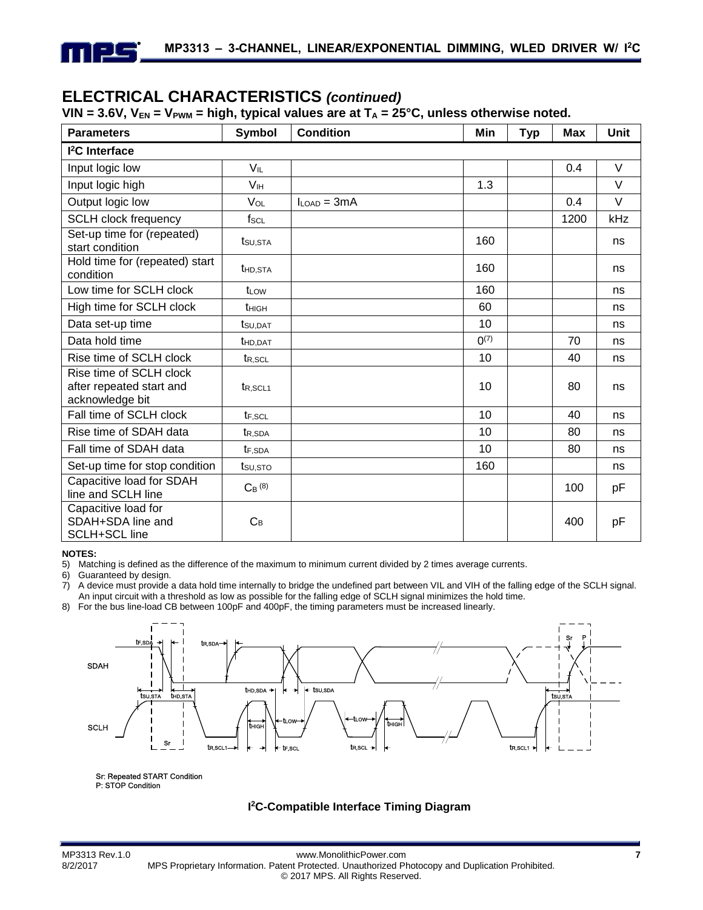## ELECTRICAL CHARACTERISTICS *(continued)*

**VIN = 3.6V, $V_{EN}$ = $V_{PWM}$ = high, typical values are at $T_A$ = 25°C, unless otherwise noted.**

| Parameters | Symbol | Condition | Min | Typ | Max | Unit |
|---|---|---|---|---|---|---|
| **I²C Interface** | | | | | | |
| Input logic low | $V_{IL}$ | | | | 0.4 | V |
| Input logic high | $V_{IH}$ | | 1.3 | | | V |
| Output logic low | $V_{OL}$ | $I_{LOAD}$ = 3mA | | | 0.4 | V |
| SCLH clock frequency | $f_{SCL}$ | | | | 1200 | kHz |
| Set-up time for (repeated) start condition | $t_{SU,STA}$ | | 160 | | | ns |
| Hold time for (repeated) start condition | $t_{HD,STA}$ | | 160 | | | ns |
| Low time for SCLH clock | $t_{LOW}$ | | 160 | | | ns |
| High time for SCLH clock | $t_{HIGH}$ | | 60 | | | ns |
| Data set-up time | $t_{SU,DAT}$ | | 10 | | | ns |
| Data hold time | $t_{HD,DAT}$ | | 0[7] | | 70 | ns |
| Rise time of SCLH clock | $t_{R,SCL}$ | | 10 | | 40 | ns |
| Rise time of SCLH clock after repeated start and acknowledge bit | $t_{R,SCL1}$ | | 10 | | 80 | ns |
| Fall time of SCLH clock | $t_{F,SCL}$ | | 10 | | 40 | ns |
| Rise time of SDAH data | $t_{R,SDA}$ | | 10 | | 80 | ns |
| Fall time of SDAH data | $t_{F,SDA}$ | | 10 | | 80 | ns |
| Set-up time for stop condition | $t_{SU,STO}$ | | 160 | | | ns |
| Capacitive load for SDAH line and SCLH line | $C_B$ [8] | | | | 100 | pF |
| Capacitive load for SDAH+SDA line and SCLH+SCL line | $C_B$ | | | | 400 | pF |

**NOTES:**

5) Matching is defined as the difference of the maximum to minimum current divided by 2 times average currents.
6) Guaranteed by design.
7) A device must provide a data hold time internally to bridge the undefined part between VIL and VIH of the falling edge of the SCLH signal. An input circuit with a threshold as low as possible for the falling edge of SCLH signal minimizes the hold time.
8) For the bus line-load CB between 100pF and 400pF, the timing parameters must be increased linearly.

Sr: Repeated START Condition
P: STOP Condition

**I²C-Compatible Interface Timing Diagram**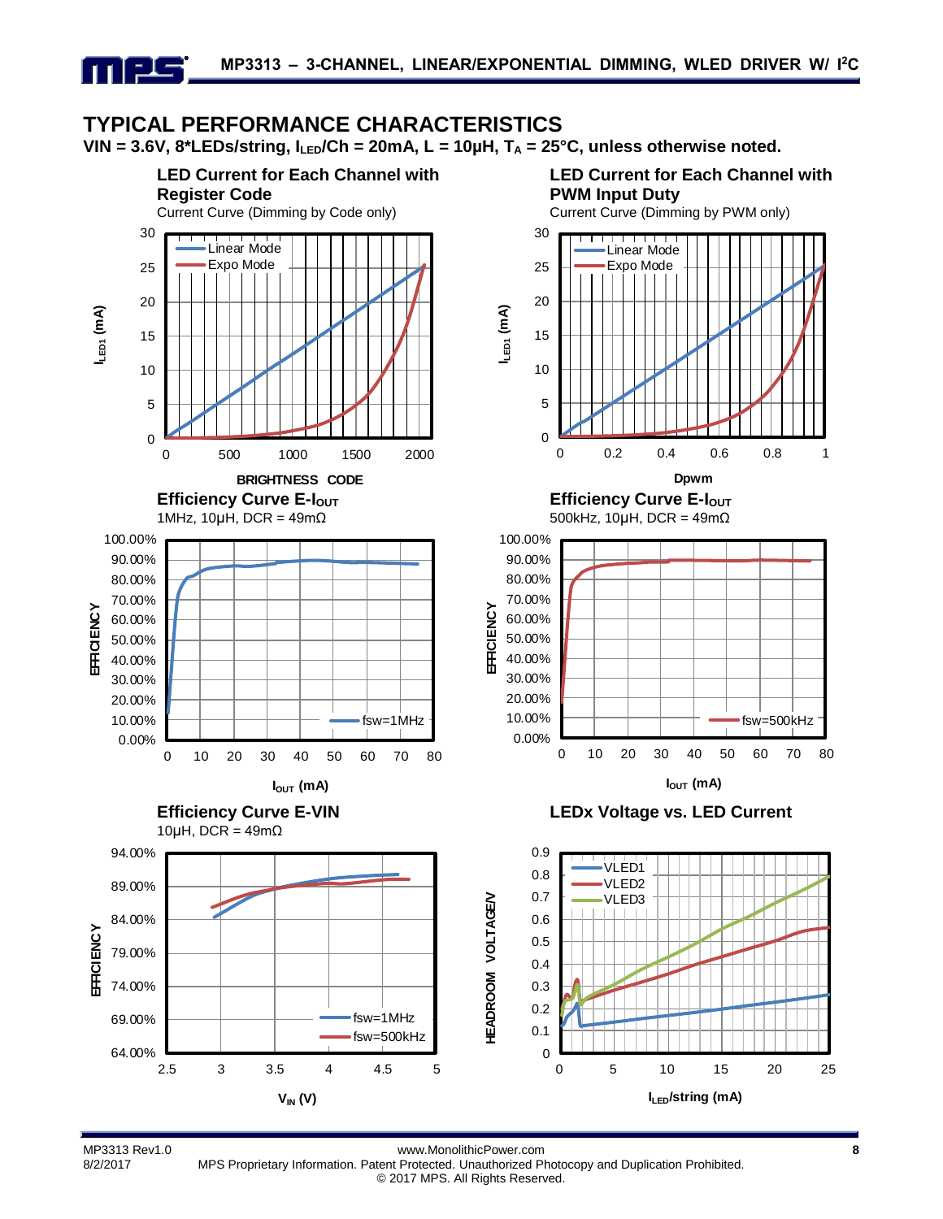## TYPICAL PERFORMANCE CHARACTERISTICS

**VIN = 3.6V, 8*LEDs/string, $I_{LED}$/Ch = 20mA, L = 10µH, $T_A$ = 25°C, unless otherwise noted.**

**LED Current for Each Channel with Register Code**
Current Curve (Dimming by Code only)

**LED Current for Each Channel with PWM Input Duty**
Current Curve (Dimming by PWM only)

**Efficiency Curve E-$I_{OUT}$**
1MHz, 10µH, DCR = 49mΩ

**Efficiency Curve E-$I_{OUT}$**
500kHz, 10µH, DCR = 49mΩ

**Efficiency Curve E-VIN**
10µH, DCR = 49mΩ

**LEDx Voltage vs. LED Current**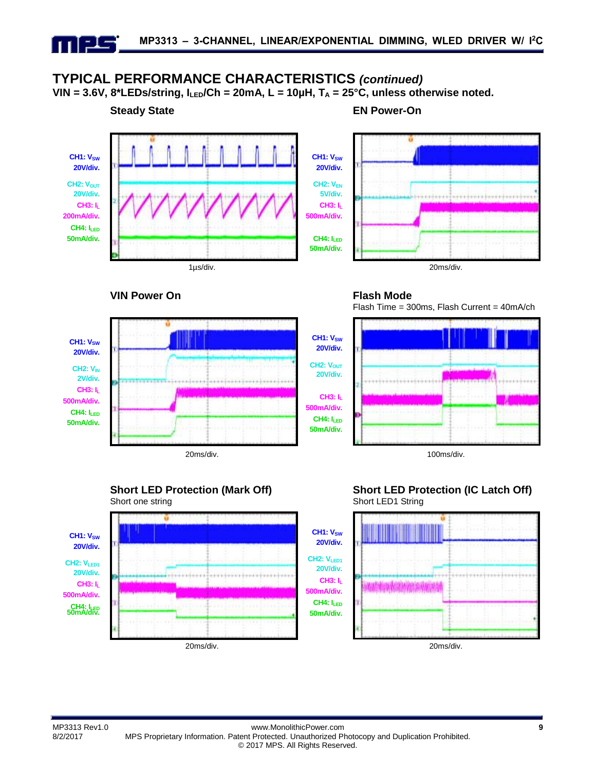## TYPICAL PERFORMANCE CHARACTERISTICS *(continued)*

**VIN = 3.6V, 8*LEDs/string, $I_{LED}$/Ch = 20mA, L = 10µH, $T_A$ = 25°C, unless otherwise noted.**

### Steady State

CH1: $V_{SW}$ 20V/div.
CH2: $V_{OUT}$ 20V/div.
CH3: $I_L$ 200mA/div.
CH4: $I_{LED}$ 50mA/div.

1µs/div.

### EN Power-On

CH1: $V_{SW}$ 20V/div.
CH2: $V_{EN}$ 5V/div.
CH3: $I_L$ 500mA/div.
CH4: $I_{LED}$ 50mA/div.

20ms/div.

### VIN Power On

CH1: $V_{SW}$ 20V/div.
CH2: $V_{IN}$ 2V/div.
CH3: $I_L$ 500mA/div.
CH4: $I_{LED}$ 50mA/div.

20ms/div.

### Flash Mode

Flash Time = 300ms, Flash Current = 40mA/ch

CH1: $V_{SW}$ 20V/div.
CH2: $V_{OUT}$ 20V/div.
CH3: $I_L$ 500mA/div.
CH4: $I_{LED}$ 50mA/div.

100ms/div.

### Short LED Protection (Mark Off)

Short one string

CH1: $V_{SW}$ 20V/div.
CH2: $V_{LED1}$ 20V/div.
CH3: $I_L$ 500mA/div.
CH4: $I_{LED}$ 50mA/div.

20ms/div.

### Short LED Protection (IC Latch Off)

Short LED1 String

CH1: $V_{SW}$ 20V/div.
CH2: $V_{LED1}$ 20V/div.
CH3: $I_L$ 500mA/div.
CH4: $I_{LED}$ 50mA/div.

20ms/div.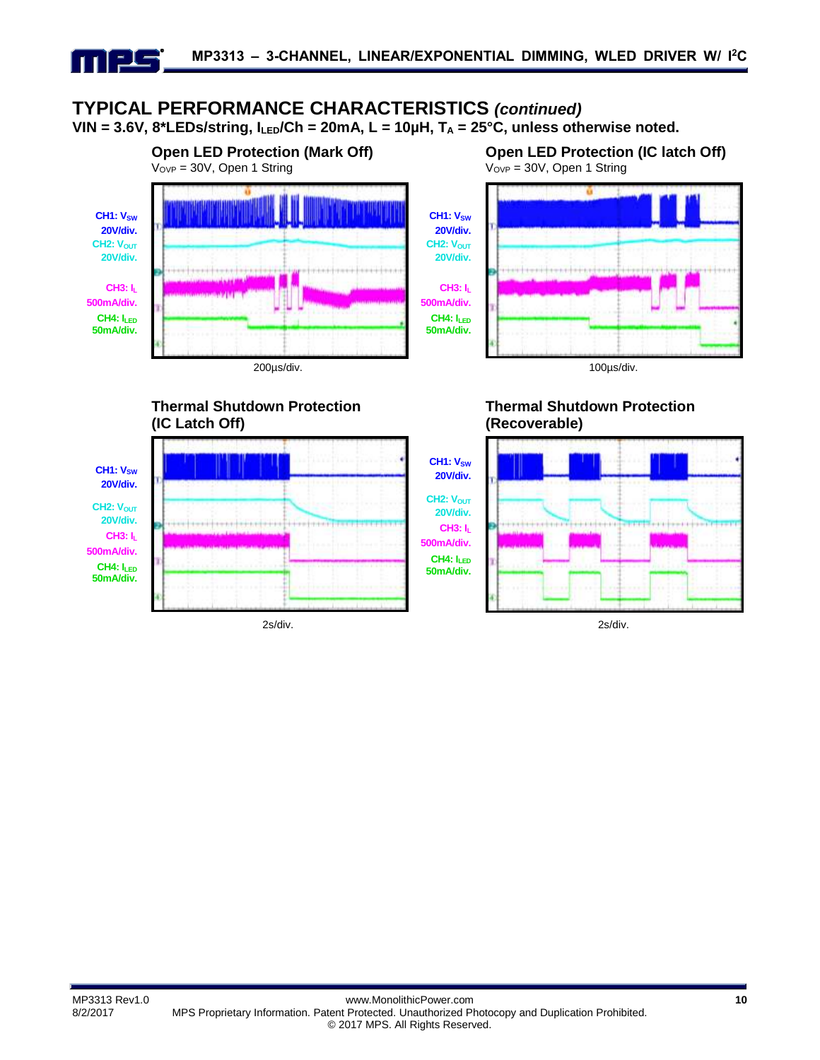## TYPICAL PERFORMANCE CHARACTERISTICS *(continued)*

**VIN = 3.6V, 8*LEDs/string, $I_{LED}$/Ch = 20mA, L = 10µH, $T_A$ = 25°C, unless otherwise noted.**

**Open LED Protection (Mark Off)**

$V_{OVP}$ = 30V, Open 1 String

CH1: $V_{SW}$ 20V/div.
CH2: $V_{OUT}$ 20V/div.
CH3: $I_L$ 500mA/div.
CH4: $I_{LED}$ 50mA/div.

200µs/div.

**Open LED Protection (IC latch Off)**

$V_{OVP}$ = 30V, Open 1 String

CH1: $V_{SW}$ 20V/div.
CH2: $V_{OUT}$ 20V/div.
CH3: $I_L$ 500mA/div.
CH4: $I_{LED}$ 50mA/div.

100µs/div.

**Thermal Shutdown Protection (IC Latch Off)**

CH1: $V_{SW}$ 20V/div.
CH2: $V_{OUT}$ 20V/div.
CH3: $I_L$ 500mA/div.
CH4: $I_{LED}$ 50mA/div.

2s/div.

**Thermal Shutdown Protection (Recoverable)**

CH1: $V_{SW}$ 20V/div.
CH2: $V_{OUT}$ 20V/div.
CH3: $I_L$ 500mA/div.
CH4: $I_{LED}$ 50mA/div.

2s/div.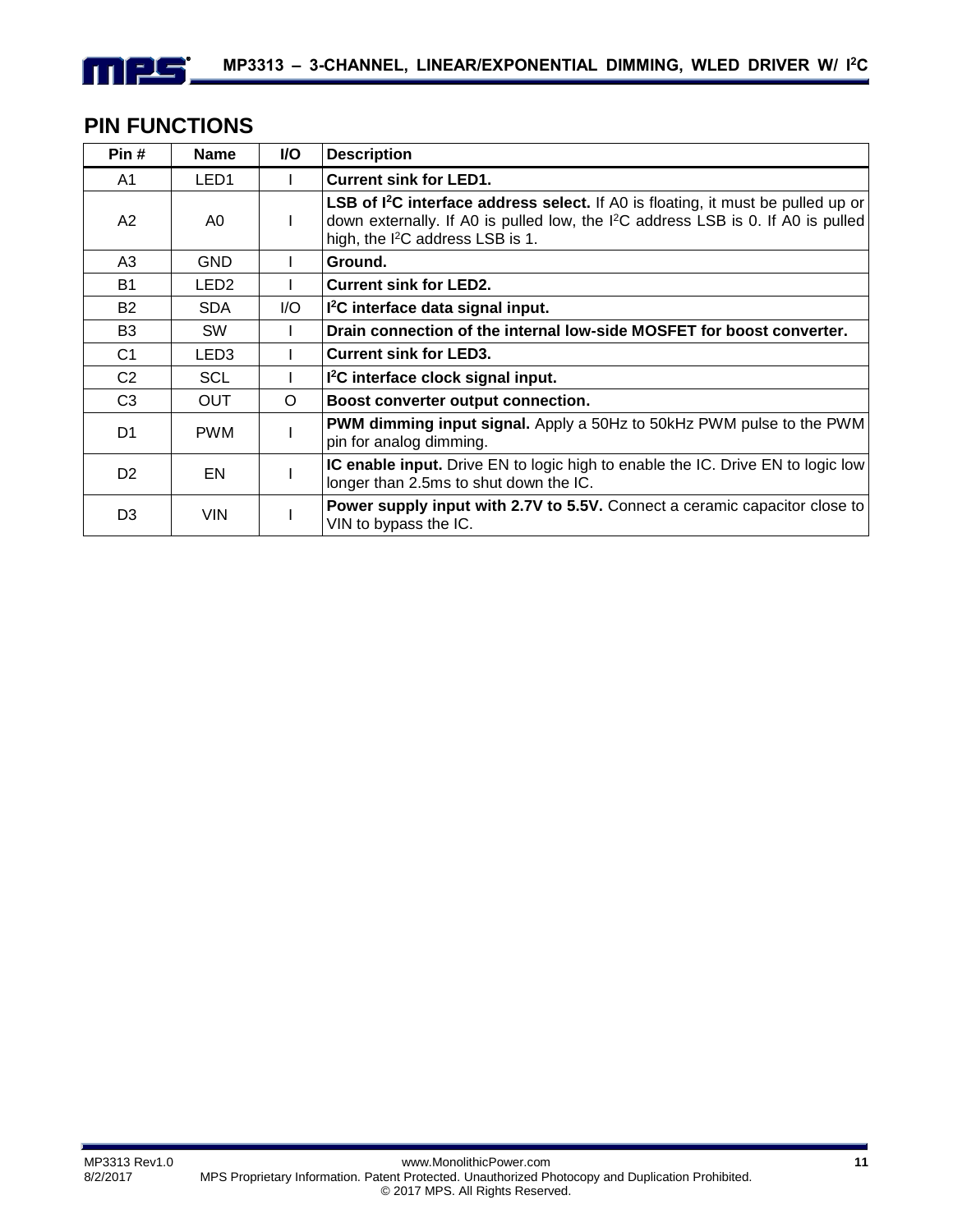## PIN FUNCTIONS

| Pin # | Name | I/O | Description |
|---|---|---|---|
| A1 | LED1 | I | **Current sink for LED1.** |
| A2 | A0 | I | **LSB of I2C interface address select.** If A0 is floating, it must be pulled up or down externally. If A0 is pulled low, the I2C address LSB is 0. If A0 is pulled high, the I2C address LSB is 1. |
| A3 | GND | I | **Ground.** |
| B1 | LED2 | I | **Current sink for LED2.** |
| B2 | SDA | I/O | **I2C interface data signal input.** |
| B3 | SW | I | **Drain connection of the internal low-side MOSFET for boost converter.** |
| C1 | LED3 | I | **Current sink for LED3.** |
| C2 | SCL | I | **I2C interface clock signal input.** |
| C3 | OUT | O | **Boost converter output connection.** |
| D1 | PWM | I | **PWM dimming input signal.** Apply a 50Hz to 50kHz PWM pulse to the PWM pin for analog dimming. |
| D2 | EN | I | **IC enable input.** Drive EN to logic high to enable the IC. Drive EN to logic low longer than 2.5ms to shut down the IC. |
| D3 | VIN | I | **Power supply input with 2.7V to 5.5V.** Connect a ceramic capacitor close to VIN to bypass the IC. |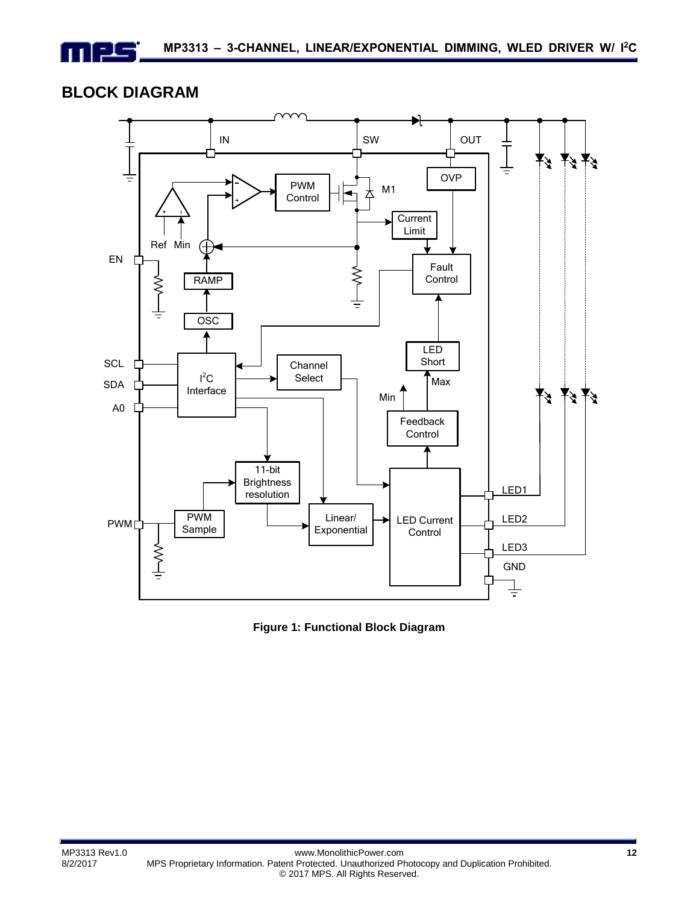## BLOCK DIAGRAM

**Figure 1: Functional Block Diagram**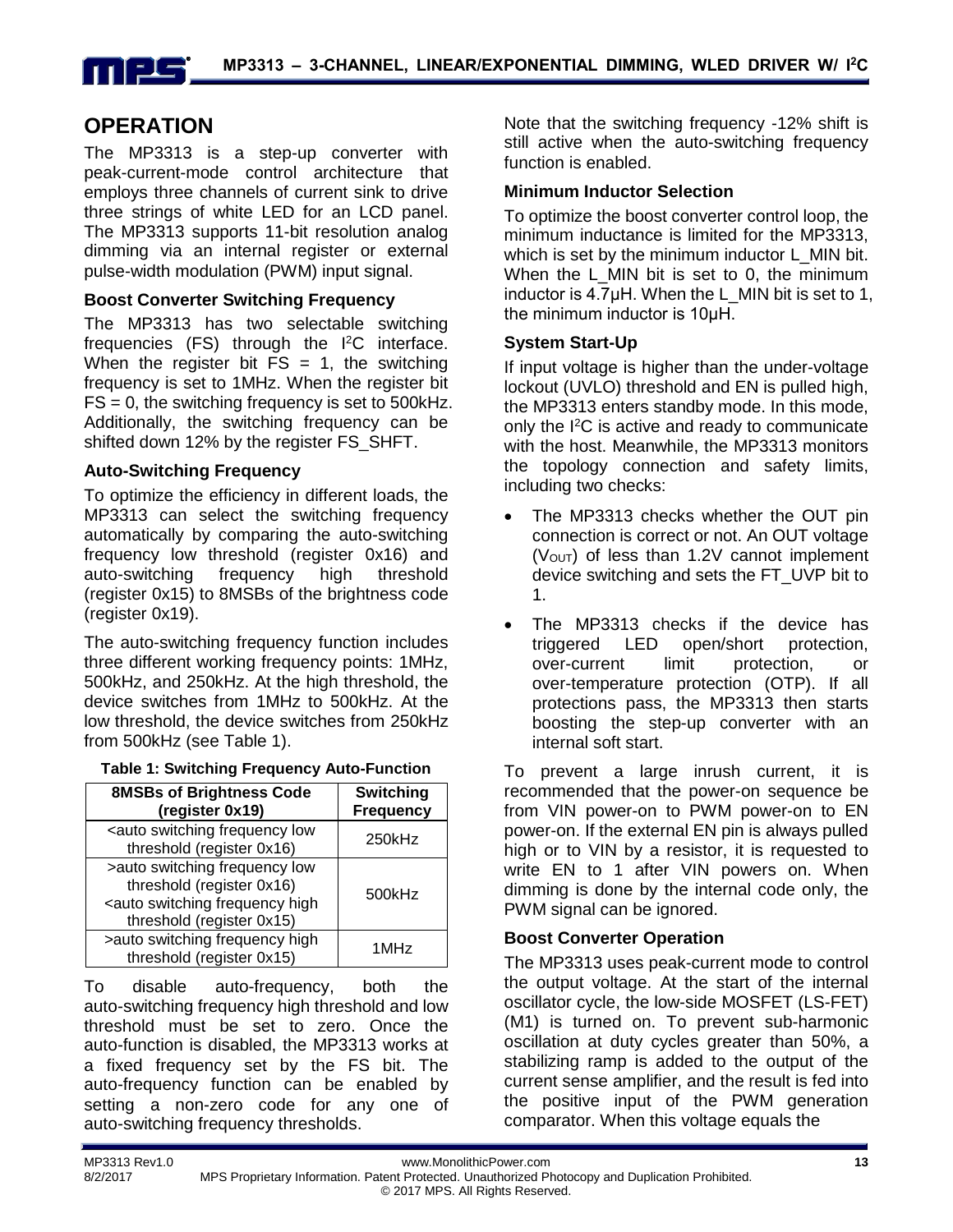## OPERATION

The MP3313 is a step-up converter with peak-current-mode control architecture that employs three channels of current sink to drive three strings of white LED for an LCD panel. The MP3313 supports 11-bit resolution analog dimming via an internal register or external pulse-width modulation (PWM) input signal.

### Boost Converter Switching Frequency

The MP3313 has two selectable switching frequencies (FS) through the I²C interface. When the register bit FS = 1, the switching frequency is set to 1MHz. When the register bit FS = 0, the switching frequency is set to 500kHz. Additionally, the switching frequency can be shifted down 12% by the register FS_SHFT.

### Auto-Switching Frequency

To optimize the efficiency in different loads, the MP3313 can select the switching frequency automatically by comparing the auto-switching frequency low threshold (register 0x16) and auto-switching frequency high threshold (register 0x15) to 8MSBs of the brightness code (register 0x19).

The auto-switching frequency function includes three different working frequency points: 1MHz, 500kHz, and 250kHz. At the high threshold, the device switches from 1MHz to 500kHz. At the low threshold, the device switches from 250kHz from 500kHz (see Table 1).

**Table 1: Switching Frequency Auto-Function**

| 8MSBs of Brightness Code (register 0x19) | Switching Frequency |
|---|---|
| <auto switching frequency low threshold (register 0x16) | 250kHz |
| >auto switching frequency low threshold (register 0x16) <auto switching frequency high threshold (register 0x15) | 500kHz |
| >auto switching frequency high threshold (register 0x15) | 1MHz |

To disable auto-frequency, both the auto-switching frequency high threshold and low threshold must be set to zero. Once the auto-function is disabled, the MP3313 works at a fixed frequency set by the FS bit. The auto-frequency function can be enabled by setting a non-zero code for any one of auto-switching frequency thresholds.

Note that the switching frequency -12% shift is still active when the auto-switching frequency function is enabled.

### Minimum Inductor Selection

To optimize the boost converter control loop, the minimum inductance is limited for the MP3313, which is set by the minimum inductor L_MIN bit. When the L_MIN bit is set to 0, the minimum inductor is 4.7µH. When the L_MIN bit is set to 1, the minimum inductor is 10µH.

### System Start-Up

If input voltage is higher than the under-voltage lockout (UVLO) threshold and EN is pulled high, the MP3313 enters standby mode. In this mode, only the I²C is active and ready to communicate with the host. Meanwhile, the MP3313 monitors the topology connection and safety limits, including two checks:

- The MP3313 checks whether the OUT pin connection is correct or not. An OUT voltage ($V_{OUT}$) of less than 1.2V cannot implement device switching and sets the FT_UVP bit to 1.
- The MP3313 checks if the device has triggered LED open/short protection, over-current limit protection, or over-temperature protection (OTP). If all protections pass, the MP3313 then starts boosting the step-up converter with an internal soft start.

To prevent a large inrush current, it is recommended that the power-on sequence be from VIN power-on to PWM power-on to EN power-on. If the external EN pin is always pulled high or to VIN by a resistor, it is requested to write EN to 1 after VIN powers on. When dimming is done by the internal code only, the PWM signal can be ignored.

### Boost Converter Operation

The MP3313 uses peak-current mode to control the output voltage. At the start of the internal oscillator cycle, the low-side MOSFET (LS-FET) (M1) is turned on. To prevent sub-harmonic oscillation at duty cycles greater than 50%, a stabilizing ramp is added to the output of the current sense amplifier, and the result is fed into the positive input of the PWM generation comparator. When this voltage equals the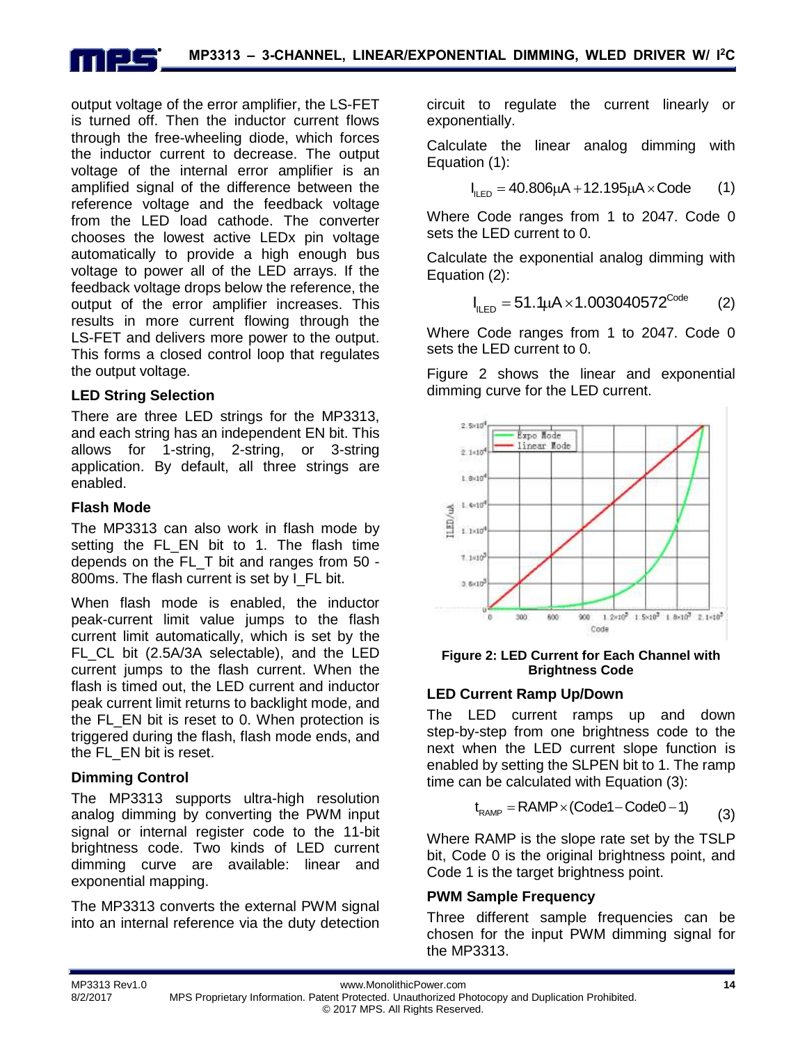output voltage of the error amplifier, the LS-FET is turned off. Then the inductor current flows through the free-wheeling diode, which forces the inductor current to decrease. The output voltage of the internal error amplifier is an amplified signal of the difference between the reference voltage and the feedback voltage from the LED load cathode. The converter chooses the lowest active LEDx pin voltage automatically to provide a high enough bus voltage to power all of the LED arrays. If the feedback voltage drops below the reference, the output of the error amplifier increases. This results in more current flowing through the LS-FET and delivers more power to the output. This forms a closed control loop that regulates the output voltage.

### LED String Selection

There are three LED strings for the MP3313, and each string has an independent EN bit. This allows for 1-string, 2-string, or 3-string application. By default, all three strings are enabled.

### Flash Mode

The MP3313 can also work in flash mode by setting the FL_EN bit to 1. The flash time depends on the FL_T bit and ranges from 50 - 800ms. The flash current is set by I_FL bit.

When flash mode is enabled, the inductor peak-current limit value jumps to the flash current limit automatically, which is set by the FL_CL bit (2.5A/3A selectable), and the LED current jumps to the flash current. When the flash is timed out, the LED current and inductor peak current limit returns to backlight mode, and the FL_EN bit is reset to 0. When protection is triggered during the flash, flash mode ends, and the FL_EN bit is reset.

### Dimming Control

The MP3313 supports ultra-high resolution analog dimming by converting the PWM input signal or internal register code to the 11-bit brightness code. Two kinds of LED current dimming curve are available: linear and exponential mapping.

The MP3313 converts the external PWM signal into an internal reference via the duty detection circuit to regulate the current linearly or exponentially.

Calculate the linear analog dimming with Equation (1):

$$I_{ILED} = 40.806\mu A + 12.195\mu A \times Code \qquad (1)$$

Where Code ranges from 1 to 2047. Code 0 sets the LED current to 0.

Calculate the exponential analog dimming with Equation (2):

$$I_{ILED} = 51.1\mu A \times 1.003040572^{Code} \qquad (2)$$

Where Code ranges from 1 to 2047. Code 0 sets the LED current to 0.

Figure 2 shows the linear and exponential dimming curve for the LED current.

**Figure 2: LED Current for Each Channel with Brightness Code**

### LED Current Ramp Up/Down

The LED current ramps up and down step-by-step from one brightness code to the next when the LED current slope function is enabled by setting the SLPEN bit to 1. The ramp time can be calculated with Equation (3):

$$t_{RAMP} = RAMP \times (Code1 - Code0 - 1) \qquad (3)$$

Where RAMP is the slope rate set by the TSLP bit, Code 0 is the original brightness point, and Code 1 is the target brightness point.

### PWM Sample Frequency

Three different sample frequencies can be chosen for the input PWM dimming signal for the MP3313.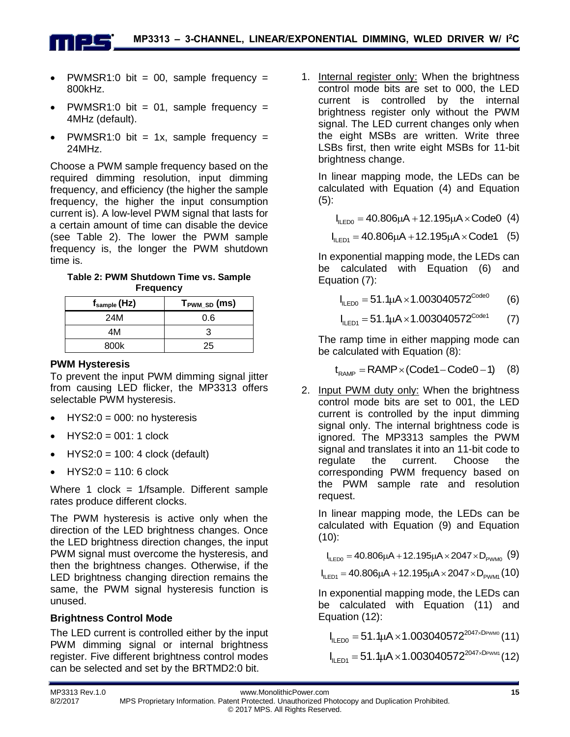- PWMSR1:0 bit = 00, sample frequency = 800kHz.
- PWMSR1:0 bit = 01, sample frequency = 4MHz (default).
- PWMSR1:0 bit = 1x, sample frequency = 24MHz.

Choose a PWM sample frequency based on the required dimming resolution, input dimming frequency, and efficiency (the higher the sample frequency, the higher the input consumption current is). A low-level PWM signal that lasts for a certain amount of time can disable the device (see Table 2). The lower the PWM sample frequency is, the longer the PWM shutdown time is.

**Table 2: PWM Shutdown Time vs. Sample Frequency**

| $f_{sample}$ (Hz) | $T_{PWM\_SD}$ (ms) |
|---|---|
| 24M | 0.6 |
| 4M | 3 |
| 800k | 25 |

### PWM Hysteresis

To prevent the input PWM dimming signal jitter from causing LED flicker, the MP3313 offers selectable PWM hysteresis.

- HYS2:0 = 000: no hysteresis
- HYS2:0 = 001: 1 clock
- HYS2:0 = 100: 4 clock (default)
- HYS2:0 = 110: 6 clock

Where 1 clock = 1/fsample. Different sample rates produce different clocks.

The PWM hysteresis is active only when the direction of the LED brightness changes. Once the LED brightness direction changes, the input PWM signal must overcome the hysteresis, and then the brightness changes. Otherwise, if the LED brightness changing direction remains the same, the PWM signal hysteresis function is unused.

### Brightness Control Mode

The LED current is controlled either by the input PWM dimming signal or internal brightness register. Five different brightness control modes can be selected and set by the BRTMD2:0 bit.

1. Internal register only: When the brightness control mode bits are set to 000, the LED current is controlled by the internal brightness register only without the PWM signal. The LED current changes only when the eight MSBs are written. Write three LSBs first, then write eight MSBs for 11-bit brightness change.

   In linear mapping mode, the LEDs can be calculated with Equation (4) and Equation (5):

   $$I_{ILED0} = 40.806\mu A + 12.195\mu A \times Code0 \quad (4)$$

   $$I_{ILED1} = 40.806\mu A + 12.195\mu A \times Code1 \quad (5)$$

   In exponential mapping mode, the LEDs can be calculated with Equation (6) and Equation (7):

   $$I_{ILED0} = 51.1\mu A \times 1.003040572^{Code0} \quad (6)$$

   $$I_{ILED1} = 51.1\mu A \times 1.003040572^{Code1} \quad (7)$$

   The ramp time in either mapping mode can be calculated with Equation (8):

   $$t_{RAMP} = RAMP \times (Code1 - Code0 - 1) \quad (8)$$

2. Input PWM duty only: When the brightness control mode bits are set to 001, the LED current is controlled by the input dimming signal only. The internal brightness code is ignored. The MP3313 samples the PWM signal and translates it into an 11-bit code to regulate the current. Choose the corresponding PWM frequency based on the PWM sample rate and resolution request.

   In linear mapping mode, the LEDs can be calculated with Equation (9) and Equation (10):

   $$I_{ILED0} = 40.806\mu A + 12.195\mu A \times 2047 \times D_{PWM0} \quad (9)$$

   $$I_{ILED1} = 40.806\mu A + 12.195\mu A \times 2047 \times D_{PWM1} \quad (10)$$

   In exponential mapping mode, the LEDs can be calculated with Equation (11) and Equation (12):

   $$I_{ILED0} = 51.1\mu A \times 1.003040572^{2047 \times D_{PWM0}} \quad (11)$$

   $$I_{ILED1} = 51.1\mu A \times 1.003040572^{2047 \times D_{PWM1}} \quad (12)$$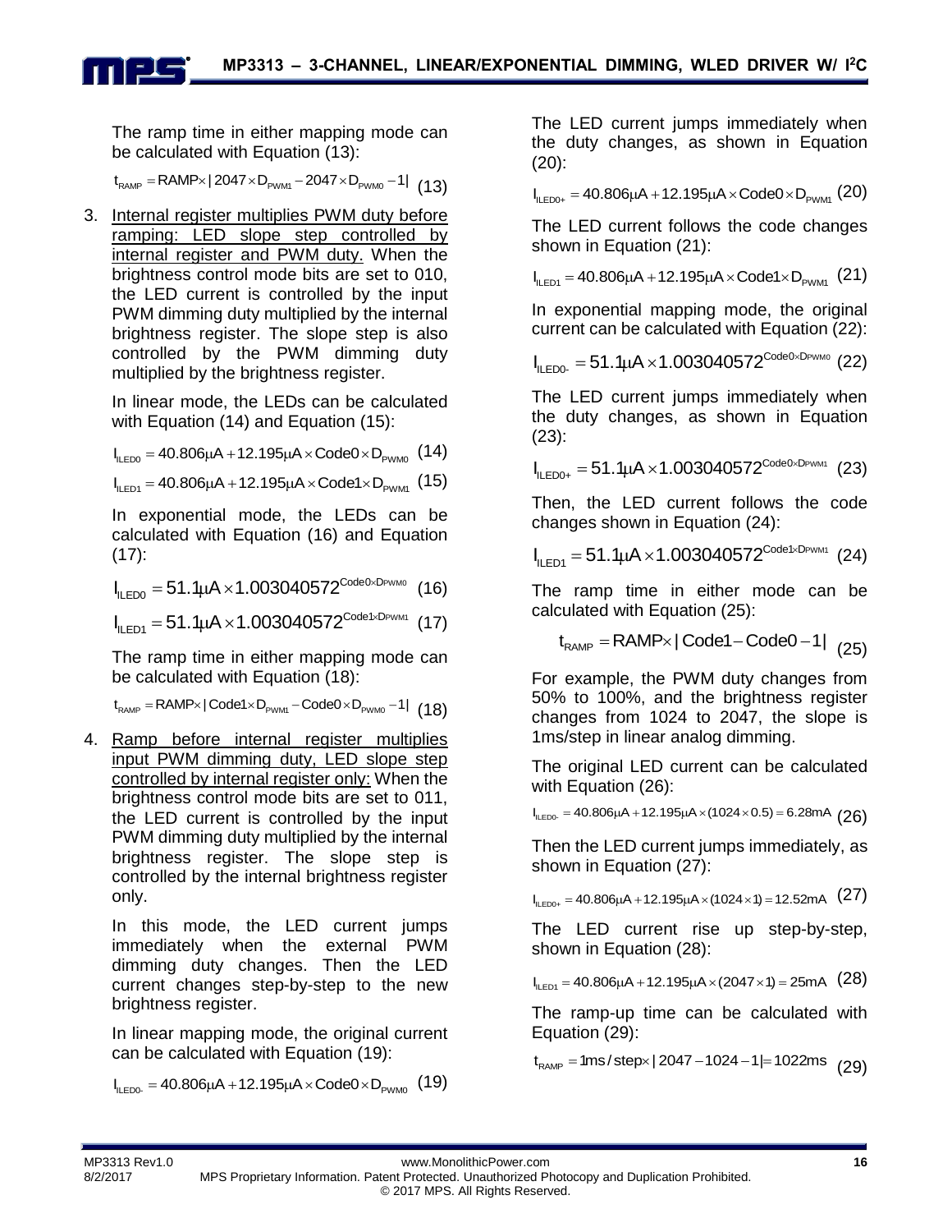The ramp time in either mapping mode can be calculated with Equation (13):

$$t_{RAMP} = RAMP \times |2047 \times D_{PWM1} - 2047 \times D_{PWM0} - 1| \quad (13)$$

3. Internal register multiplies PWM duty before ramping: LED slope step controlled by internal register and PWM duty. When the brightness control mode bits are set to 010, the LED current is controlled by the input PWM dimming duty multiplied by the internal brightness register. The slope step is also controlled by the PWM dimming duty multiplied by the brightness register.

   In linear mode, the LEDs can be calculated with Equation (14) and Equation (15):

$$I_{ILED0} = 40.806\mu A + 12.195\mu A \times Code0 \times D_{PWM0} \quad (14)$$

$$I_{ILED1} = 40.806\mu A + 12.195\mu A \times Code1 \times D_{PWM1} \quad (15)$$

   In exponential mode, the LEDs can be calculated with Equation (16) and Equation (17):

$$I_{ILED0} = 51.1\mu A \times 1.003040572^{Code0 \times D_{PWM0}} \quad (16)$$

$$I_{ILED1} = 51.1\mu A \times 1.003040572^{Code1 \times D_{PWM1}} \quad (17)$$

   The ramp time in either mapping mode can be calculated with Equation (18):

$$t_{RAMP} = RAMP \times |Code1 \times D_{PWM1} - Code0 \times D_{PWM0} - 1| \quad (18)$$

4. Ramp before internal register multiplies input PWM dimming duty, LED slope step controlled by internal register only: When the brightness control mode bits are set to 011, the LED current is controlled by the input PWM dimming duty multiplied by the internal brightness register. The slope step is controlled by the internal brightness register only.

   In this mode, the LED current jumps immediately when the external PWM dimming duty changes. Then the LED current changes step-by-step to the new brightness register.

   In linear mapping mode, the original current can be calculated with Equation (19):

$$I_{ILED0-} = 40.806\mu A + 12.195\mu A \times Code0 \times D_{PWM0} \quad (19)$$

   The LED current jumps immediately when the duty changes, as shown in Equation (20):

$$I_{ILED0+} = 40.806\mu A + 12.195\mu A \times Code0 \times D_{PWM1} \quad (20)$$

   The LED current follows the code changes shown in Equation (21):

$$I_{ILED1} = 40.806\mu A + 12.195\mu A \times Code1 \times D_{PWM1} \quad (21)$$

   In exponential mapping mode, the original current can be calculated with Equation (22):

$$I_{ILED0-} = 51.1\mu A \times 1.003040572^{Code0 \times D_{PWM0}} \quad (22)$$

   The LED current jumps immediately when the duty changes, as shown in Equation (23):

$$I_{ILED0+} = 51.1\mu A \times 1.003040572^{Code0 \times D_{PWM1}} \quad (23)$$

   Then, the LED current follows the code changes shown in Equation (24):

$$I_{ILED1} = 51.1\mu A \times 1.003040572^{Code1 \times D_{PWM1}} \quad (24)$$

   The ramp time in either mode can be calculated with Equation (25):

$$t_{RAMP} = RAMP \times |Code1 - Code0 - 1| \quad (25)$$

   For example, the PWM duty changes from 50% to 100%, and the brightness register changes from 1024 to 2047, the slope is 1ms/step in linear analog dimming.

   The original LED current can be calculated with Equation (26):

$$I_{ILED0-} = 40.806\mu A + 12.195\mu A \times (1024 \times 0.5) = 6.28mA \quad (26)$$

   Then the LED current jumps immediately, as shown in Equation (27):

$$I_{ILED0+} = 40.806\mu A + 12.195\mu A \times (1024 \times 1) = 12.52mA \quad (27)$$

   The LED current rise up step-by-step, shown in Equation (28):

$$I_{ILED1} = 40.806\mu A + 12.195\mu A \times (2047 \times 1) = 25mA \quad (28)$$

   The ramp-up time can be calculated with Equation (29):

$$t_{RAMP} = 1ms/step \times |2047 - 1024 - 1| = 1022ms \quad (29)$$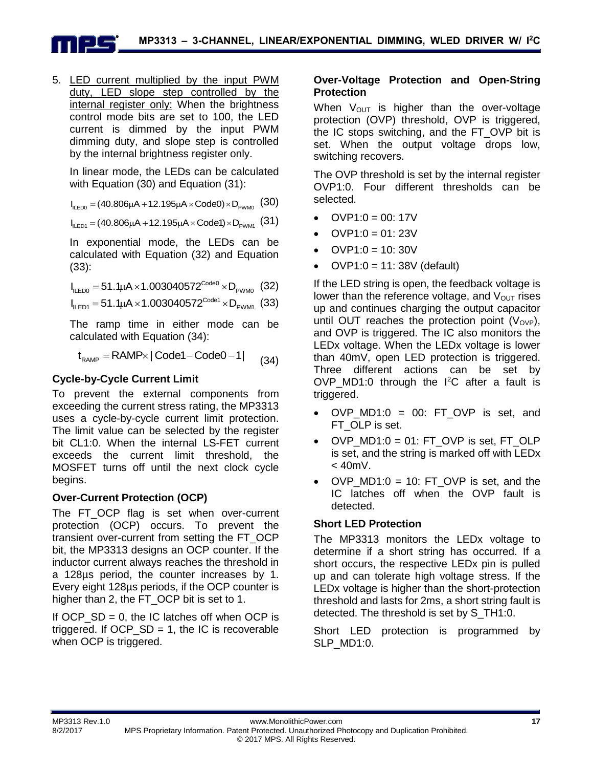5. LED current multiplied by the input PWM duty, LED slope step controlled by the internal register only: When the brightness control mode bits are set to 100, the LED current is dimmed by the input PWM dimming duty, and slope step is controlled by the internal brightness register only.

   In linear mode, the LEDs can be calculated with Equation (30) and Equation (31):

$$I_{ILED0} = (40.806\mu A + 12.195\mu A \times Code0) \times D_{PWM0} \quad (30)$$

$$I_{ILED1} = (40.806\mu A + 12.195\mu A \times Code1) \times D_{PWM1} \quad (31)$$

   In exponential mode, the LEDs can be calculated with Equation (32) and Equation (33):

$$I_{ILED0} = 51.1\mu A \times 1.003040572^{Code0} \times D_{PWM0} \quad (32)$$

$$I_{ILED1} = 51.1\mu A \times 1.003040572^{Code1} \times D_{PWM1} \quad (33)$$

   The ramp time in either mode can be calculated with Equation (34):

$$t_{RAMP} = RAMP \times |Code1 - Code0 - 1| \quad (34)$$

### Cycle-by-Cycle Current Limit

To prevent the external components from exceeding the current stress rating, the MP3313 uses a cycle-by-cycle current limit protection. The limit value can be selected by the register bit CL1:0. When the internal LS-FET current exceeds the current limit threshold, the MOSFET turns off until the next clock cycle begins.

### Over-Current Protection (OCP)

The FT_OCP flag is set when over-current protection (OCP) occurs. To prevent the transient over-current from setting the FT_OCP bit, the MP3313 designs an OCP counter. If the inductor current always reaches the threshold in a 128µs period, the counter increases by 1. Every eight 128µs periods, if the OCP counter is higher than 2, the FT_OCP bit is set to 1.

If OCP_SD = 0, the IC latches off when OCP is triggered. If OCP_SD = 1, the IC is recoverable when OCP is triggered.

### Over-Voltage Protection and Open-String Protection

When $V_{OUT}$ is higher than the over-voltage protection (OVP) threshold, OVP is triggered, the IC stops switching, and the FT_OVP bit is set. When the output voltage drops low, switching recovers.

The OVP threshold is set by the internal register OVP1:0. Four different thresholds can be selected.

- OVP1:0 = 00: 17V
- OVP1:0 = 01: 23V
- OVP1:0 = 10: 30V
- OVP1:0 = 11: 38V (default)

If the LED string is open, the feedback voltage is lower than the reference voltage, and $V_{OUT}$ rises up and continues charging the output capacitor until OUT reaches the protection point ($V_{OVP}$), and OVP is triggered. The IC also monitors the LEDx voltage. When the LEDx voltage is lower than 40mV, open LED protection is triggered. Three different actions can be set by OVP_MD1:0 through the I2C after a fault is triggered.

- OVP_MD1:0 = 00: FT_OVP is set, and FT_OLP is set.
- OVP_MD1:0 = 01: FT_OVP is set, FT_OLP is set, and the string is marked off with LEDx < 40mV.
- OVP_MD1:0 = 10: FT_OVP is set, and the IC latches off when the OVP fault is detected.

### Short LED Protection

The MP3313 monitors the LEDx voltage to determine if a short string has occurred. If a short occurs, the respective LEDx pin is pulled up and can tolerate high voltage stress. If the LEDx voltage is higher than the short-protection threshold and lasts for 2ms, a short string fault is detected. The threshold is set by S_TH1:0.

Short LED protection is programmed by SLP_MD1:0.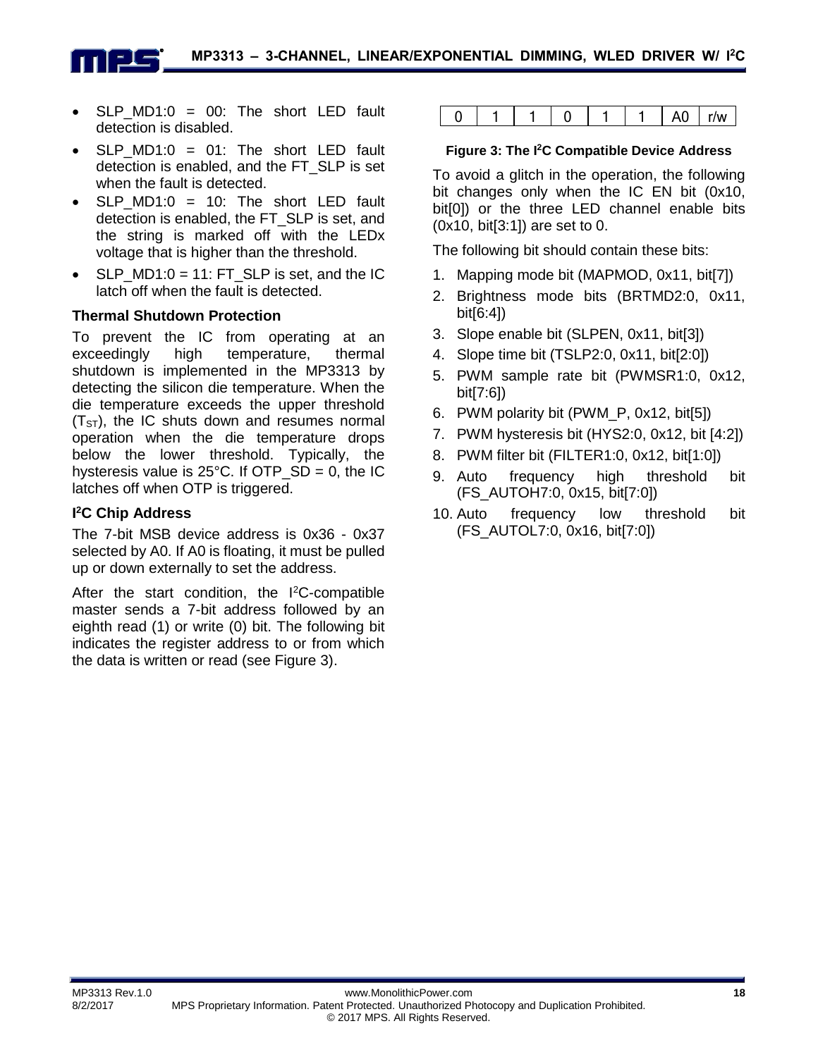- SLP_MD1:0 = 00: The short LED fault detection is disabled.
- SLP_MD1:0 = 01: The short LED fault detection is enabled, and the FT_SLP is set when the fault is detected.
- SLP_MD1:0 = 10: The short LED fault detection is enabled, the FT_SLP is set, and the string is marked off with the LEDx voltage that is higher than the threshold.
- SLP_MD1:0 = 11: FT_SLP is set, and the IC latch off when the fault is detected.

### Thermal Shutdown Protection

To prevent the IC from operating at an exceedingly high temperature, thermal shutdown is implemented in the MP3313 by detecting the silicon die temperature. When the die temperature exceeds the upper threshold ($T_{ST}$), the IC shuts down and resumes normal operation when the die temperature drops below the lower threshold. Typically, the hysteresis value is 25°C. If OTP_SD = 0, the IC latches off when OTP is triggered.

### I²C Chip Address

The 7-bit MSB device address is 0x36 - 0x37 selected by A0. If A0 is floating, it must be pulled up or down externally to set the address.

After the start condition, the I²C-compatible master sends a 7-bit address followed by an eighth read (1) or write (0) bit. The following bit indicates the register address to or from which the data is written or read (see Figure 3).

| 0 | 1 | 1 | 0 | 1 | 1 | A0 | r/w |
|---|---|---|---|---|---|---|---|

**Figure 3: The I²C Compatible Device Address**

To avoid a glitch in the operation, the following bit changes only when the IC EN bit (0x10, bit[0]) or the three LED channel enable bits (0x10, bit[3:1]) are set to 0.

The following bit should contain these bits:

1. Mapping mode bit (MAPMOD, 0x11, bit[7])
2. Brightness mode bits (BRTMD2:0, 0x11, bit[6:4])
3. Slope enable bit (SLPEN, 0x11, bit[3])
4. Slope time bit (TSLP2:0, 0x11, bit[2:0])
5. PWM sample rate bit (PWMSR1:0, 0x12, bit[7:6])
6. PWM polarity bit (PWM_P, 0x12, bit[5])
7. PWM hysteresis bit (HYS2:0, 0x12, bit [4:2])
8. PWM filter bit (FILTER1:0, 0x12, bit[1:0])
9. Auto frequency high threshold bit (FS_AUTOH7:0, 0x15, bit[7:0])
10. Auto frequency low threshold bit (FS_AUTOL7:0, 0x16, bit[7:0])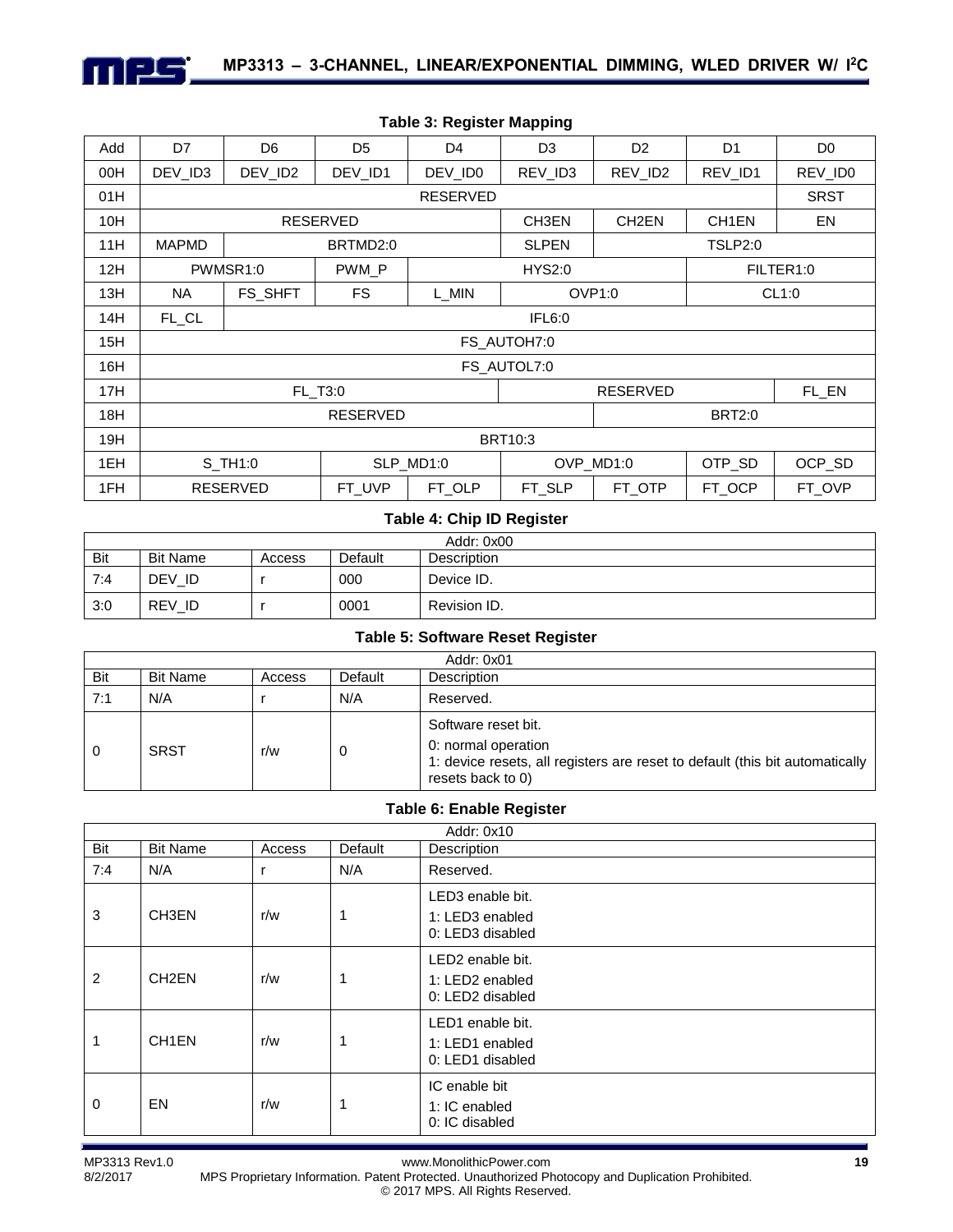**Table 3: Register Mapping**

| Add | D7 | D6 | D5 | D4 | D3 | D2 | D1 | D0 |
|---|---|---|---|---|---|---|---|---|
| 00H | DEV_ID3 | DEV_ID2 | DEV_ID1 | DEV_ID0 | REV_ID3 | REV_ID2 | REV_ID1 | REV_ID0 |
| 01H | RESERVED | | | | | | | SRST |
| 10H | RESERVED | | | | CH3EN | CH2EN | CH1EN | EN |
| 11H | MAPMD | BRTMD2:0 | | | SLPEN | TSLP2:0 | | |
| 12H | PWMSR1:0 | | PWM_P | HYS2:0 | | | FILTER1:0 | |
| 13H | NA | FS_SHFT | FS | L_MIN | OVP1:0 | | CL1:0 | |
| 14H | FL_CL | IFL6:0 | | | | | | |
| 15H | FS_AUTOH7:0 | | | | | | | |
| 16H | FS_AUTOL7:0 | | | | | | | |
| 17H | FL_T3:0 | | | | RESERVED | | | FL_EN |
| 18H | RESERVED | | | | | BRT2:0 | | |
| 19H | BRT10:3 | | | | | | | |
| 1EH | S_TH1:0 | | SLP_MD1:0 | | OVP_MD1:0 | | OTP_SD | OCP_SD |
| 1FH | RESERVED | | FT_UVP | FT_OLP | FT_SLP | FT_OTP | FT_OCP | FT_OVP |

**Table 4: Chip ID Register**

| Addr: 0x00 | | | | |
|---|---|---|---|---|
| Bit | Bit Name | Access | Default | Description |
| 7:4 | DEV_ID | r | 000 | Device ID. |
| 3:0 | REV_ID | r | 0001 | Revision ID. |

**Table 5: Software Reset Register**

| Addr: 0x01 | | | | |
|---|---|---|---|---|
| Bit | Bit Name | Access | Default | Description |
| 7:1 | N/A | r | N/A | Reserved. |
| 0 | SRST | r/w | 0 | Software reset bit.<br>0: normal operation<br>1: device resets, all registers are reset to default (this bit automatically resets back to 0) |

**Table 6: Enable Register**

| Addr: 0x10 | | | | |
|---|---|---|---|---|
| Bit | Bit Name | Access | Default | Description |
| 7:4 | N/A | r | N/A | Reserved. |
| 3 | CH3EN | r/w | 1 | LED3 enable bit.<br>1: LED3 enabled<br>0: LED3 disabled |
| 2 | CH2EN | r/w | 1 | LED2 enable bit.<br>1: LED2 enabled<br>0: LED2 disabled |
| 1 | CH1EN | r/w | 1 | LED1 enable bit.<br>1: LED1 enabled<br>0: LED1 disabled |
| 0 | EN | r/w | 1 | IC enable bit<br>1: IC enabled<br>0: IC disabled |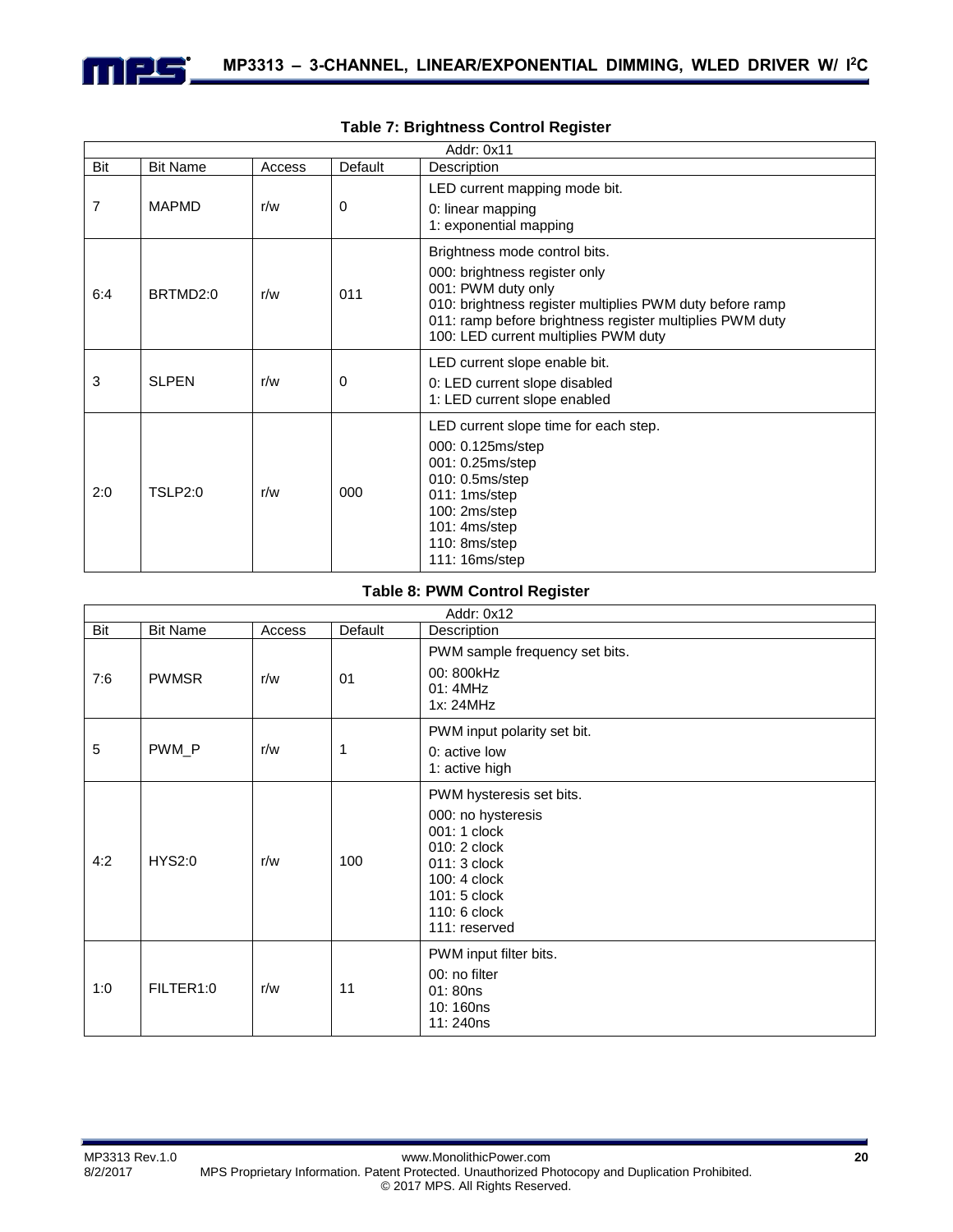**Table 7: Brightness Control Register**

| Addr: 0x11 | | | | |
|---|---|---|---|---|
| Bit | Bit Name | Access | Default | Description |
| 7 | MAPMD | r/w | 0 | LED current mapping mode bit.<br>0: linear mapping<br>1: exponential mapping |
| 6:4 | BRTMD2:0 | r/w | 011 | Brightness mode control bits.<br>000: brightness register only<br>001: PWM duty only<br>010: brightness register multiplies PWM duty before ramp<br>011: ramp before brightness register multiplies PWM duty<br>100: LED current multiplies PWM duty |
| 3 | SLPEN | r/w | 0 | LED current slope enable bit.<br>0: LED current slope disabled<br>1: LED current slope enabled |
| 2:0 | TSLP2:0 | r/w | 000 | LED current slope time for each step.<br>000: 0.125ms/step<br>001: 0.25ms/step<br>010: 0.5ms/step<br>011: 1ms/step<br>100: 2ms/step<br>101: 4ms/step<br>110: 8ms/step<br>111: 16ms/step |

**Table 8: PWM Control Register**

| Addr: 0x12 | | | | |
|---|---|---|---|---|
| Bit | Bit Name | Access | Default | Description |
| 7:6 | PWMSR | r/w | 01 | PWM sample frequency set bits.<br>00: 800kHz<br>01: 4MHz<br>1x: 24MHz |
| 5 | PWM_P | r/w | 1 | PWM input polarity set bit.<br>0: active low<br>1: active high |
| 4:2 | HYS2:0 | r/w | 100 | PWM hysteresis set bits.<br>000: no hysteresis<br>001: 1 clock<br>010: 2 clock<br>011: 3 clock<br>100: 4 clock<br>101: 5 clock<br>110: 6 clock<br>111: reserved |
| 1:0 | FILTER1:0 | r/w | 11 | PWM input filter bits.<br>00: no filter<br>01: 80ns<br>10: 160ns<br>11: 240ns |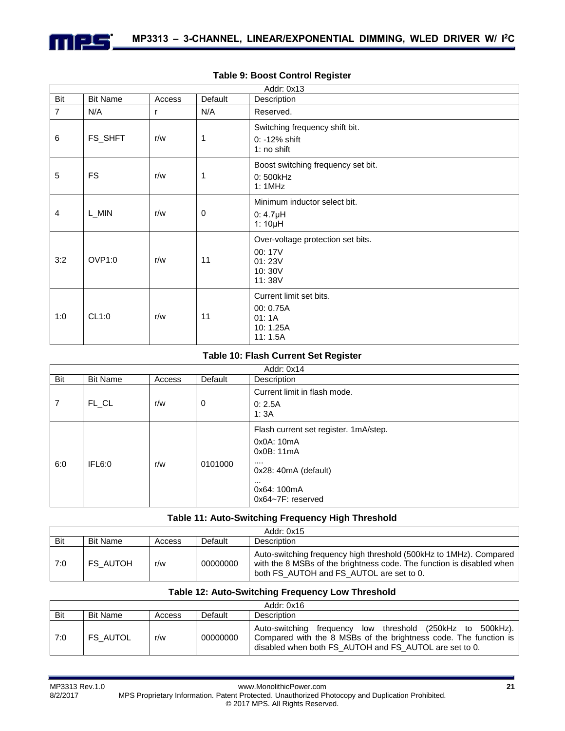**Table 9: Boost Control Register**

| Addr: 0x13 | | | | |
|---|---|---|---|---|
| Bit | Bit Name | Access | Default | Description |
| 7 | N/A | r | N/A | Reserved. |
| 6 | FS_SHFT | r/w | 1 | Switching frequency shift bit.<br>0: -12% shift<br>1: no shift |
| 5 | FS | r/w | 1 | Boost switching frequency set bit.<br>0: 500kHz<br>1: 1MHz |
| 4 | L_MIN | r/w | 0 | Minimum inductor select bit.<br>0: 4.7µH<br>1: 10µH |
| 3:2 | OVP1:0 | r/w | 11 | Over-voltage protection set bits.<br>00: 17V<br>01: 23V<br>10: 30V<br>11: 38V |
| 1:0 | CL1:0 | r/w | 11 | Current limit set bits.<br>00: 0.75A<br>01: 1A<br>10: 1.25A<br>11: 1.5A |

**Table 10: Flash Current Set Register**

| Addr: 0x14 | | | | |
|---|---|---|---|---|
| Bit | Bit Name | Access | Default | Description |
| 7 | FL_CL | r/w | 0 | Current limit in flash mode.<br>0: 2.5A<br>1: 3A |
| 6:0 | IFL6:0 | r/w | 0101000 | Flash current set register. 1mA/step.<br>0x0A: 10mA<br>0x0B: 11mA<br>....<br>0x28: 40mA (default)<br>...<br>0x64: 100mA<br>0x64~7F: reserved |

**Table 11: Auto-Switching Frequency High Threshold**

| Addr: 0x15 | | | | |
|---|---|---|---|---|
| Bit | Bit Name | Access | Default | Description |
| 7:0 | FS_AUTOH | r/w | 00000000 | Auto-switching frequency high threshold (500kHz to 1MHz). Compared with the 8 MSBs of the brightness code. The function is disabled when both FS_AUTOH and FS_AUTOL are set to 0. |

**Table 12: Auto-Switching Frequency Low Threshold**

| Addr: 0x16 | | | | |
|---|---|---|---|---|
| Bit | Bit Name | Access | Default | Description |
| 7:0 | FS_AUTOL | r/w | 00000000 | Auto-switching frequency low threshold (250kHz to 500kHz). Compared with the 8 MSBs of the brightness code. The function is disabled when both FS_AUTOH and FS_AUTOL are set to 0. |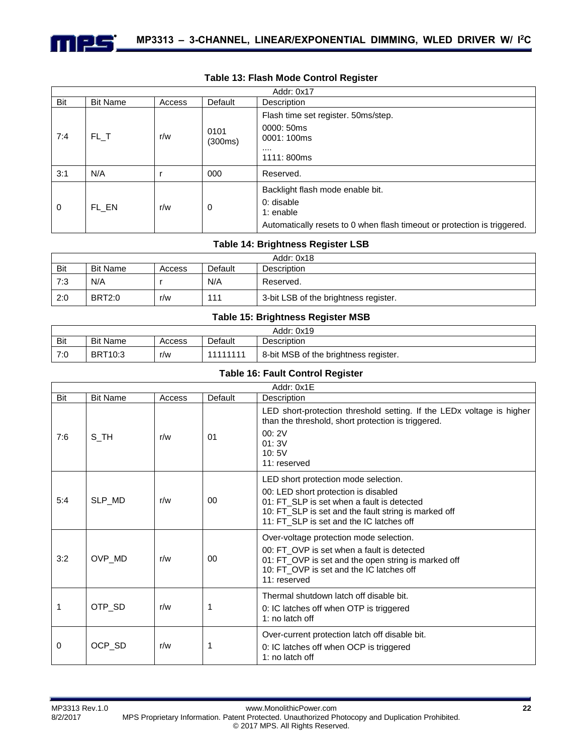### Table 13: Flash Mode Control Register

| Addr: 0x17 | | | | |
|---|---|---|---|---|
| Bit | Bit Name | Access | Default | Description |
| 7:4 | FL_T | r/w | 0101 (300ms) | Flash time set register. 50ms/step.<br>0000: 50ms<br>0001: 100ms<br>....<br>1111: 800ms |
| 3:1 | N/A | r | 000 | Reserved. |
| 0 | FL_EN | r/w | 0 | Backlight flash mode enable bit.<br>0: disable<br>1: enable<br>Automatically resets to 0 when flash timeout or protection is triggered. |

### Table 14: Brightness Register LSB

| Addr: 0x18 | | | | |
|---|---|---|---|---|
| Bit | Bit Name | Access | Default | Description |
| 7:3 | N/A | r | N/A | Reserved. |
| 2:0 | BRT2:0 | r/w | 111 | 3-bit LSB of the brightness register. |

### Table 15: Brightness Register MSB

| Addr: 0x19 | | | | |
|---|---|---|---|---|
| Bit | Bit Name | Access | Default | Description |
| 7:0 | BRT10:3 | r/w | 11111111 | 8-bit MSB of the brightness register. |

### Table 16: Fault Control Register

| Addr: 0x1E | | | | |
|---|---|---|---|---|
| Bit | Bit Name | Access | Default | Description |
| 7:6 | S_TH | r/w | 01 | LED short-protection threshold setting. If the LEDx voltage is higher than the threshold, short protection is triggered.<br>00: 2V<br>01: 3V<br>10: 5V<br>11: reserved |
| 5:4 | SLP_MD | r/w | 00 | LED short protection mode selection.<br>00: LED short protection is disabled<br>01: FT_SLP is set when a fault is detected<br>10: FT_SLP is set and the fault string is marked off<br>11: FT_SLP is set and the IC latches off |
| 3:2 | OVP_MD | r/w | 00 | Over-voltage protection mode selection.<br>00: FT_OVP is set when a fault is detected<br>01: FT_OVP is set and the open string is marked off<br>10: FT_OVP is set and the IC latches off<br>11: reserved |
| 1 | OTP_SD | r/w | 1 | Thermal shutdown latch off disable bit.<br>0: IC latches off when OTP is triggered<br>1: no latch off |
| 0 | OCP_SD | r/w | 1 | Over-current protection latch off disable bit.<br>0: IC latches off when OCP is triggered<br>1: no latch off |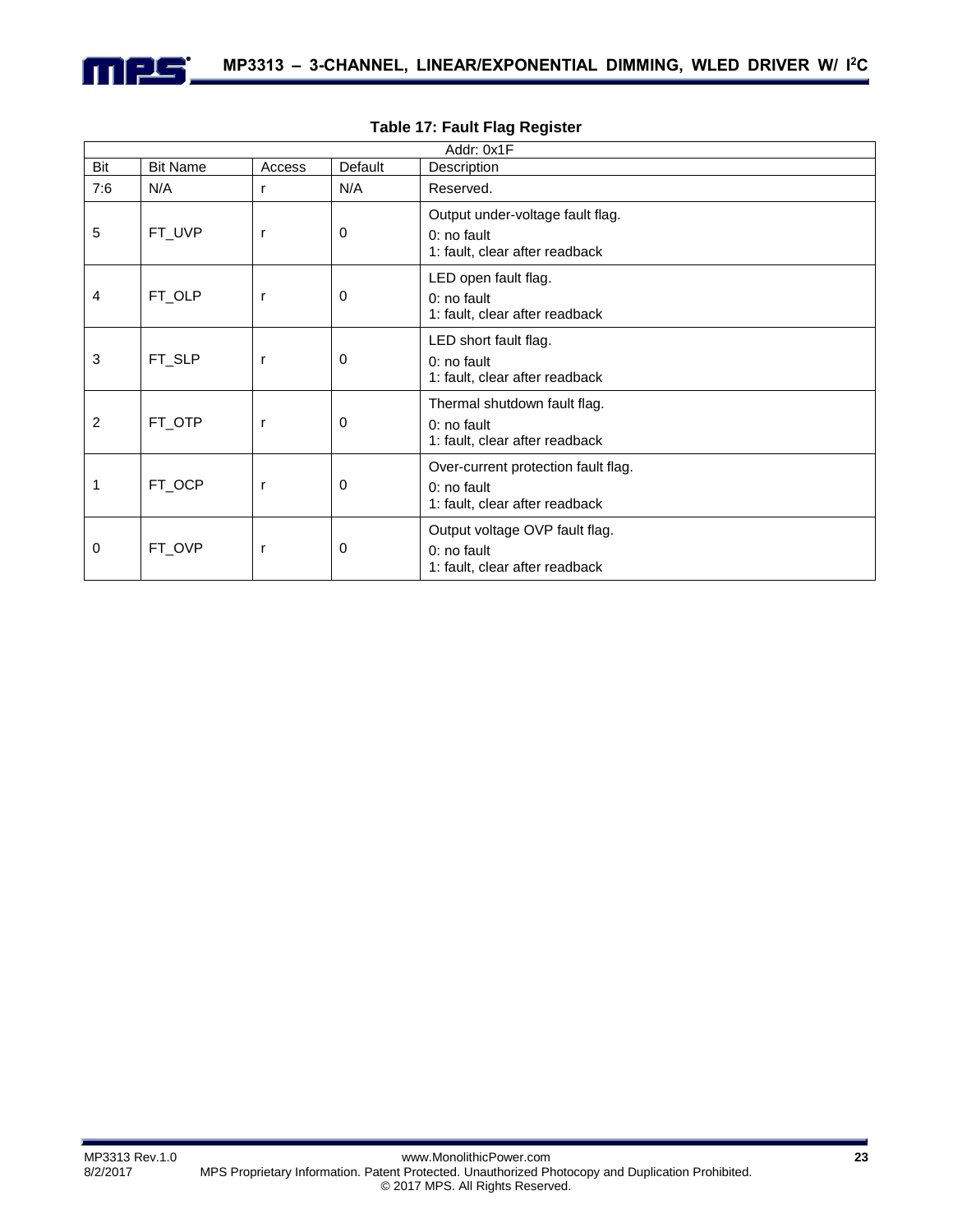**Table 17: Fault Flag Register**

| Addr: 0x1F | | | | |
|---|---|---|---|---|
| Bit | Bit Name | Access | Default | Description |
| 7:6 | N/A | r | N/A | Reserved. |
| 5 | FT_UVP | r | 0 | Output under-voltage fault flag.<br>0: no fault<br>1: fault, clear after readback |
| 4 | FT_OLP | r | 0 | LED open fault flag.<br>0: no fault<br>1: fault, clear after readback |
| 3 | FT_SLP | r | 0 | LED short fault flag.<br>0: no fault<br>1: fault, clear after readback |
| 2 | FT_OTP | r | 0 | Thermal shutdown fault flag.<br>0: no fault<br>1: fault, clear after readback |
| 1 | FT_OCP | r | 0 | Over-current protection fault flag.<br>0: no fault<br>1: fault, clear after readback |
| 0 | FT_OVP | r | 0 | Output voltage OVP fault flag.<br>0: no fault<br>1: fault, clear after readback |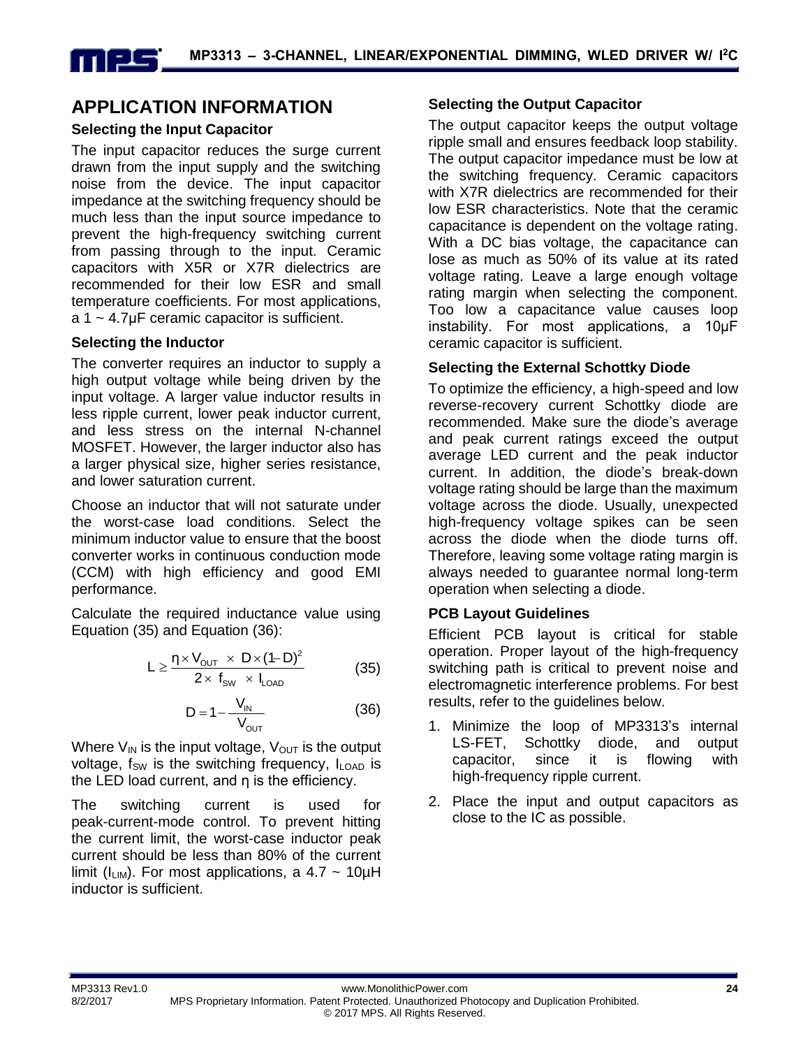## APPLICATION INFORMATION

### Selecting the Input Capacitor

The input capacitor reduces the surge current drawn from the input supply and the switching noise from the device. The input capacitor impedance at the switching frequency should be much less than the input source impedance to prevent the high-frequency switching current from passing through to the input. Ceramic capacitors with X5R or X7R dielectrics are recommended for their low ESR and small temperature coefficients. For most applications, a 1 ~ 4.7μF ceramic capacitor is sufficient.

### Selecting the Inductor

The converter requires an inductor to supply a high output voltage while being driven by the input voltage. A larger value inductor results in less ripple current, lower peak inductor current, and less stress on the internal N-channel MOSFET. However, the larger inductor also has a larger physical size, higher series resistance, and lower saturation current.

Choose an inductor that will not saturate under the worst-case load conditions. Select the minimum inductor value to ensure that the boost converter works in continuous conduction mode (CCM) with high efficiency and good EMI performance.

Calculate the required inductance value using Equation (35) and Equation (36):

$$L \geq \frac{\eta \times V_{OUT} \times D \times (1-D)^2}{2 \times f_{SW} \times I_{LOAD}} \quad (35)$$

$$D = 1 - \frac{V_{IN}}{V_{OUT}} \quad (36)$$

Where $V_{IN}$ is the input voltage, $V_{OUT}$ is the output voltage, $f_{SW}$ is the switching frequency, $I_{LOAD}$ is the LED load current, and η is the efficiency.

The switching current is used for peak-current-mode control. To prevent hitting the current limit, the worst-case inductor peak current should be less than 80% of the current limit ($I_{LIM}$). For most applications, a 4.7 ~ 10μH inductor is sufficient.

### Selecting the Output Capacitor

The output capacitor keeps the output voltage ripple small and ensures feedback loop stability. The output capacitor impedance must be low at the switching frequency. Ceramic capacitors with X7R dielectrics are recommended for their low ESR characteristics. Note that the ceramic capacitance is dependent on the voltage rating. With a DC bias voltage, the capacitance can lose as much as 50% of its value at its rated voltage rating. Leave a large enough voltage rating margin when selecting the component. Too low a capacitance value causes loop instability. For most applications, a 10μF ceramic capacitor is sufficient.

### Selecting the External Schottky Diode

To optimize the efficiency, a high-speed and low reverse-recovery current Schottky diode are recommended. Make sure the diode's average and peak current ratings exceed the output average LED current and the peak inductor current. In addition, the diode's break-down voltage rating should be large than the maximum voltage across the diode. Usually, unexpected high-frequency voltage spikes can be seen across the diode when the diode turns off. Therefore, leaving some voltage rating margin is always needed to guarantee normal long-term operation when selecting a diode.

### PCB Layout Guidelines

Efficient PCB layout is critical for stable operation. Proper layout of the high-frequency switching path is critical to prevent noise and electromagnetic interference problems. For best results, refer to the guidelines below.

1. Minimize the loop of MP3313's internal LS-FET, Schottky diode, and output capacitor, since it is flowing with high-frequency ripple current.
2. Place the input and output capacitors as close to the IC as possible.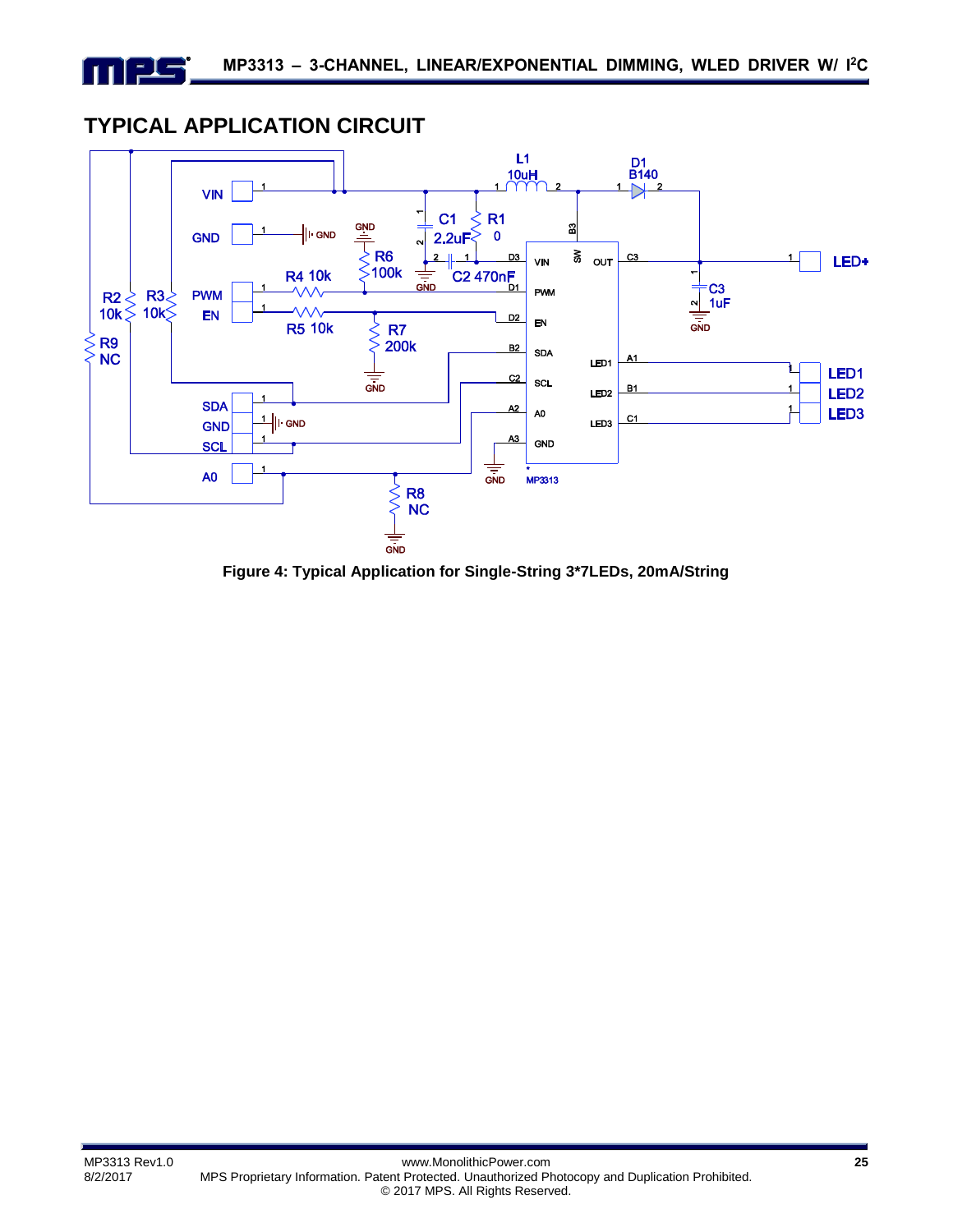## TYPICAL APPLICATION CIRCUIT

Figure 4: Typical Application for Single-String 3*7LEDs, 20mA/String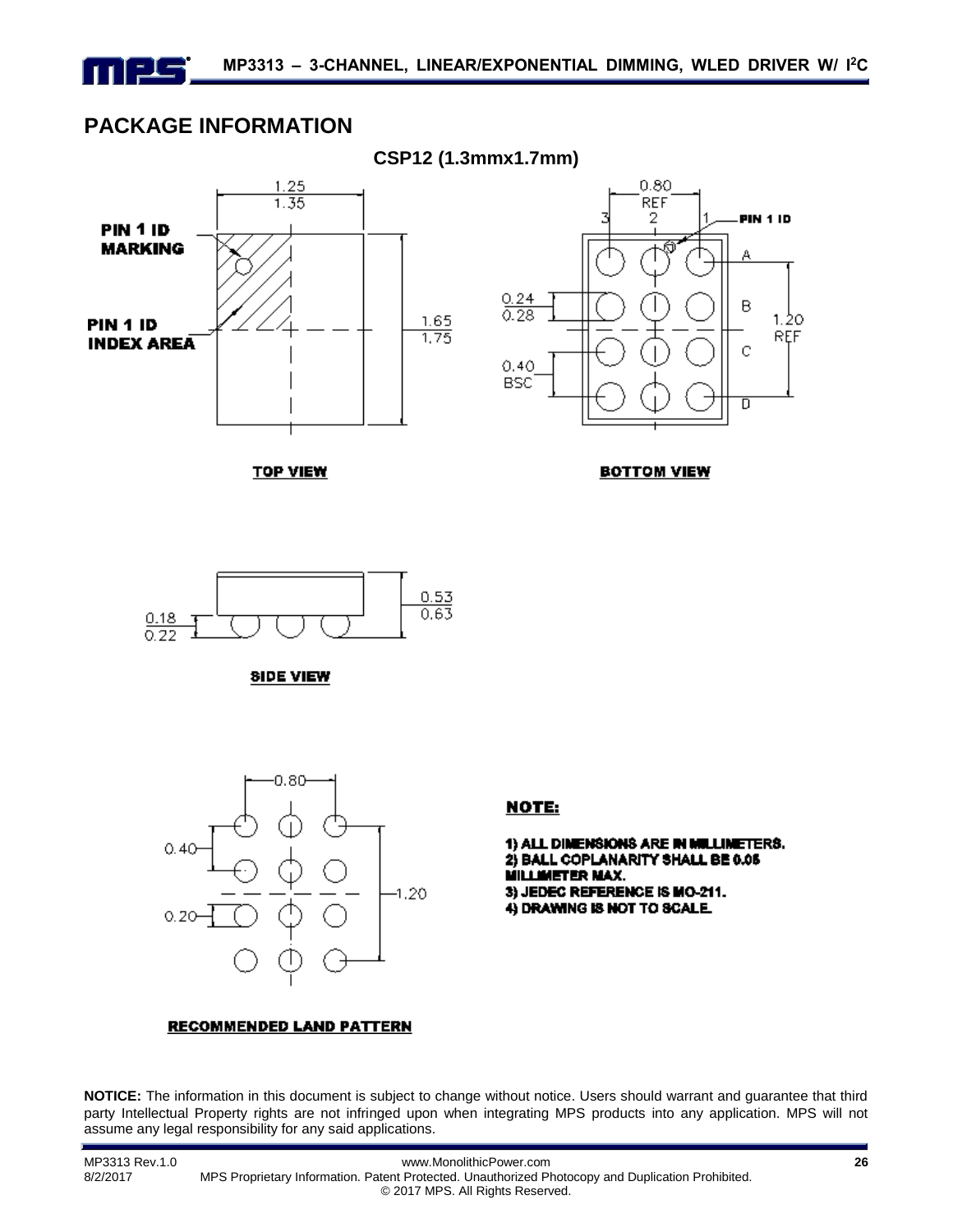# PACKAGE INFORMATION

**CSP12 (1.3mmx1.7mm)**

PIN 1 ID MARKING

PIN 1 ID INDEX AREA

1.25
1.35

1.65
1.75

**TOP VIEW**

0.80 REF

3 2 1

PIN 1 ID

A B C D

0.24
0.28

0.40 BSC

1.20 REF

**BOTTOM VIEW**

0.18
0.22

0.53
0.63

**SIDE VIEW**

0.80

0.40

0.20

1.20

**RECOMMENDED LAND PATTERN**

**NOTE:**

1) ALL DIMENSIONS ARE IN MILLIMETERS.
2) BALL COPLANARITY SHALL BE 0.05 MILLIMETER MAX.
3) JEDEC REFERENCE IS MO-211.
4) DRAWING IS NOT TO SCALE.

**NOTICE:** The information in this document is subject to change without notice. Users should warrant and guarantee that third party Intellectual Property rights are not infringed upon when integrating MPS products into any application. MPS will not assume any legal responsibility for any said applications.